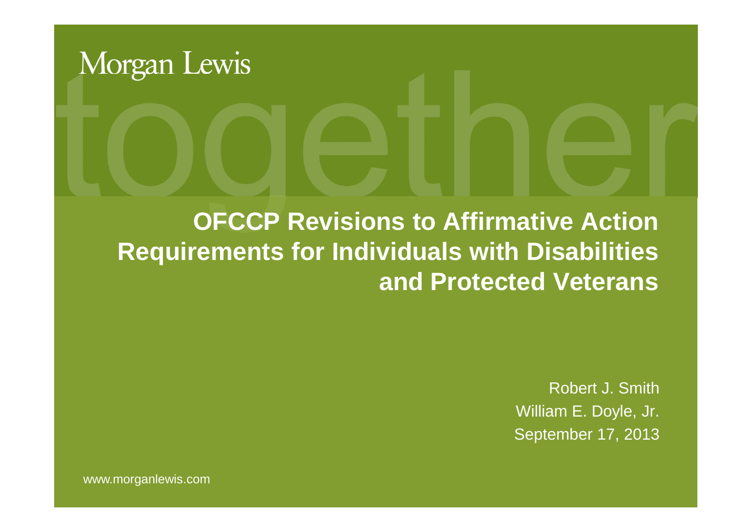Morgan Lewis

# OFCCP Revisions to Affirmative Action Requirements for Individuals with Disabilities and Protected Veterans

Robert J. Smith

William E. Doyle, Jr.

September 17, 2013

www.morganlewis.com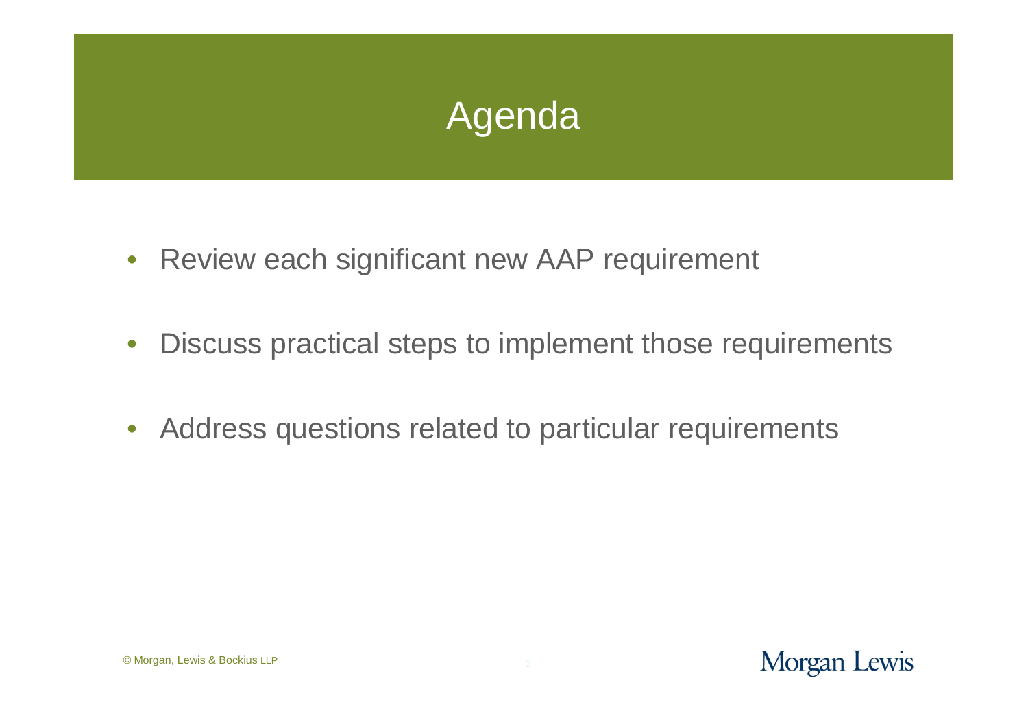# Agenda

- Review each significant new AAP requirement
- Discuss practical steps to implement those requirements
- Address questions related to particular requirements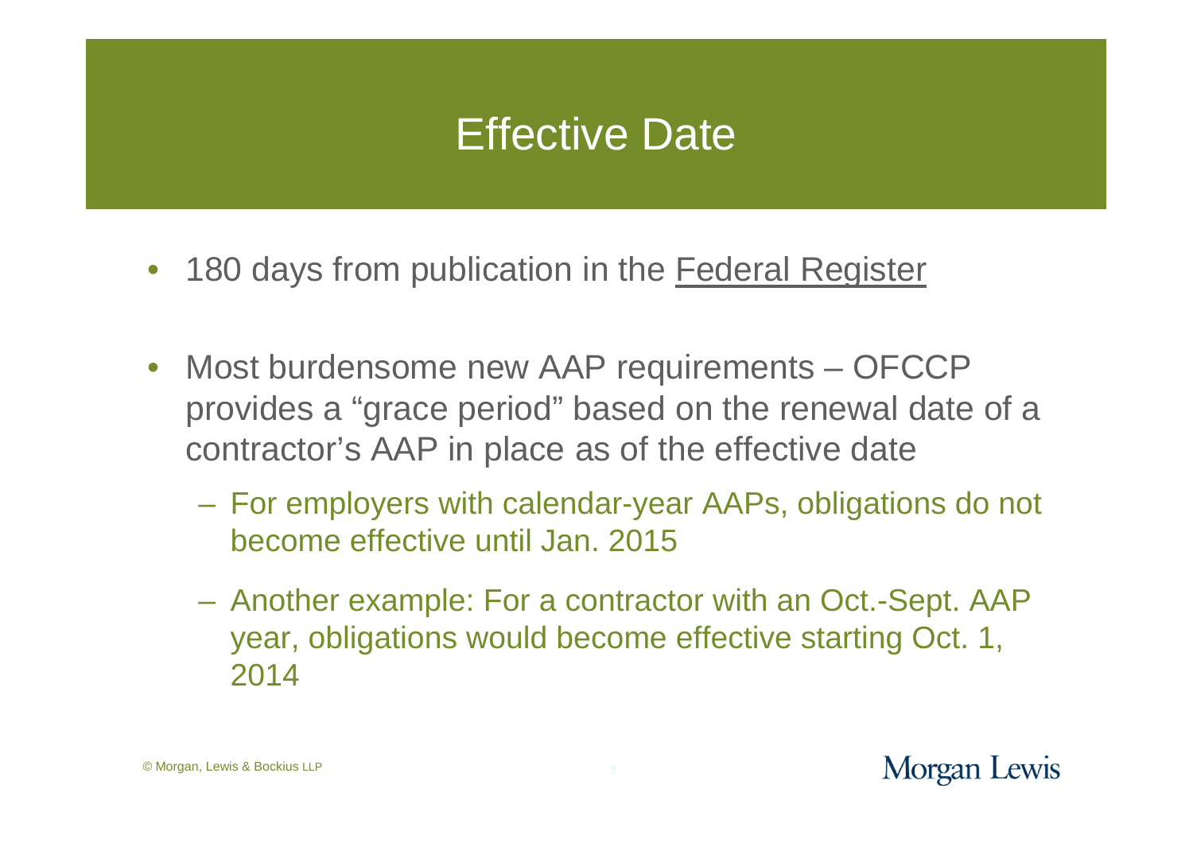# Effective Date

- 180 days from publication in the Federal Register
- Most burdensome new AAP requirements – OFCCP provides a "grace period" based on the renewal date of a contractor's AAP in place as of the effective date
  - For employers with calendar-year AAPs, obligations do not become effective until Jan. 2015
  - Another example: For a contractor with an Oct.-Sept. AAP year, obligations would become effective starting Oct. 1, 2014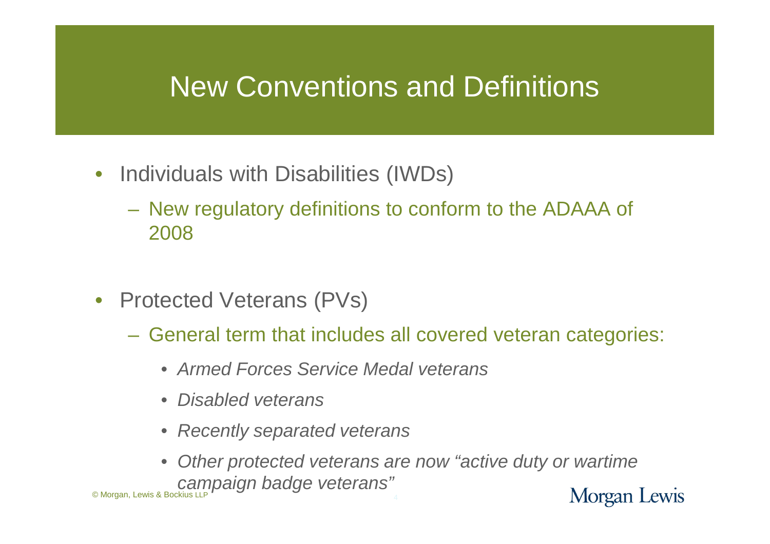# New Conventions and Definitions

- Individuals with Disabilities (IWDs)
  - New regulatory definitions to conform to the ADAAA of 2008
- Protected Veterans (PVs)
  - General term that includes all covered veteran categories:
    - *Armed Forces Service Medal veterans*
    - *Disabled veterans*
    - *Recently separated veterans*
    - *Other protected veterans are now "active duty or wartime campaign badge veterans"*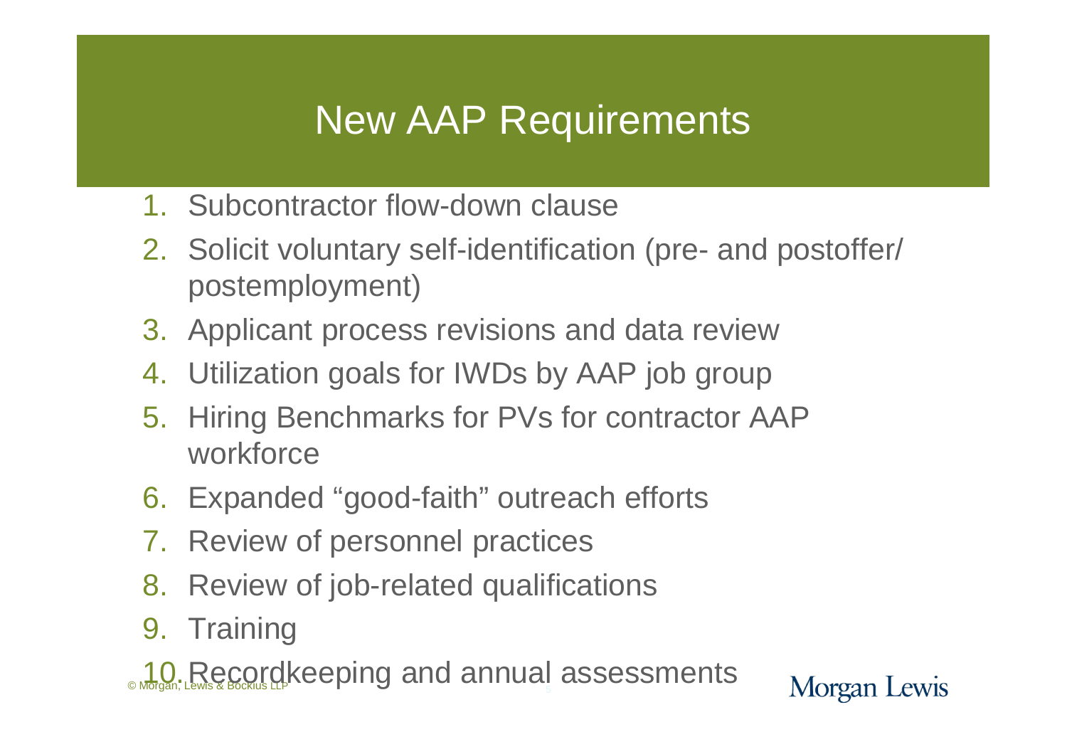# New AAP Requirements

1. Subcontractor flow-down clause
2. Solicit voluntary self-identification (pre- and postoffer/ postemployment)
3. Applicant process revisions and data review
4. Utilization goals for IWDs by AAP job group
5. Hiring Benchmarks for PVs for contractor AAP workforce
6. Expanded "good-faith" outreach efforts
7. Review of personnel practices
8. Review of job-related qualifications
9. Training
10. Recordkeeping and annual assessments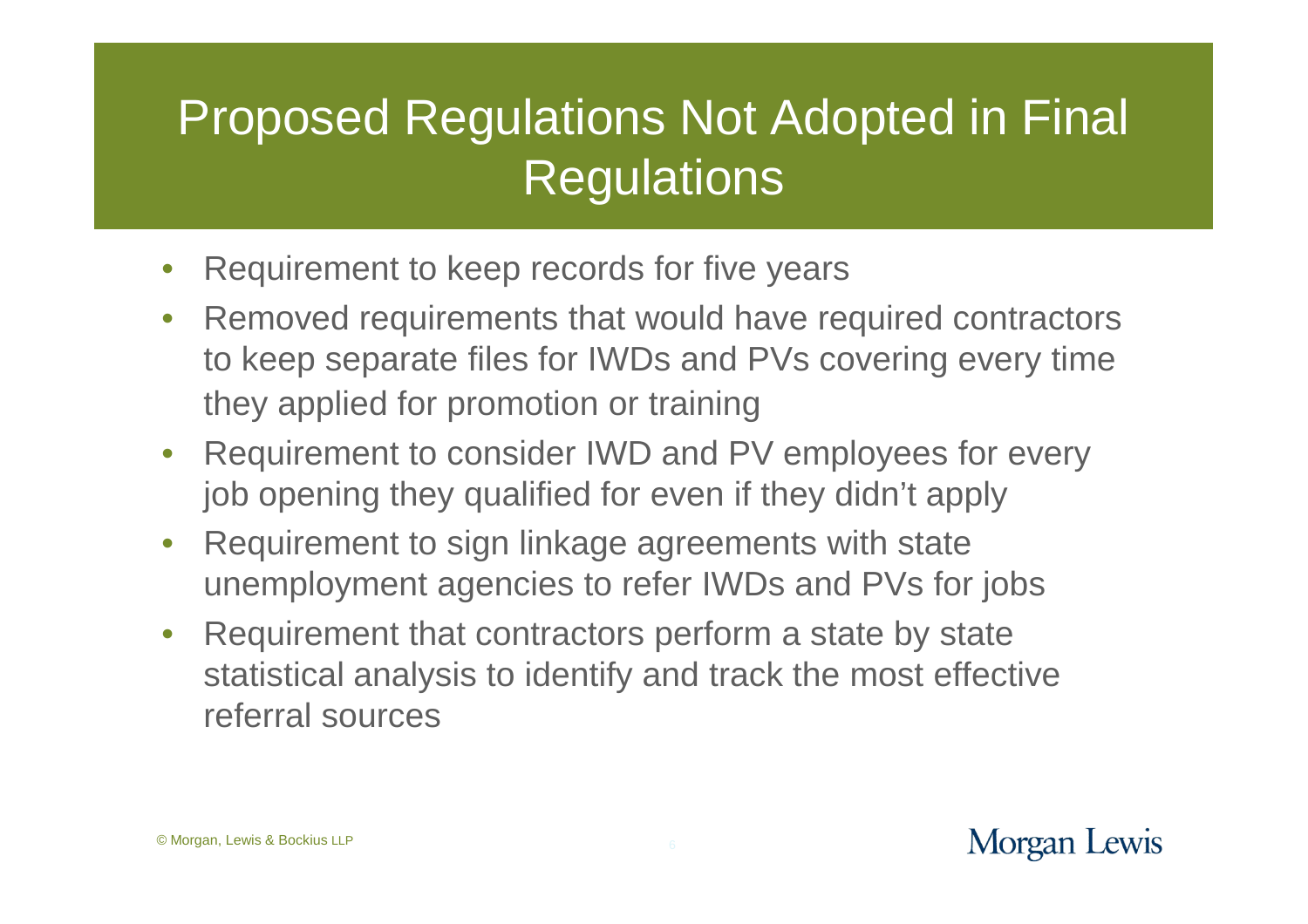# Proposed Regulations Not Adopted in Final Regulations

- Requirement to keep records for five years
- Removed requirements that would have required contractors to keep separate files for IWDs and PVs covering every time they applied for promotion or training
- Requirement to consider IWD and PV employees for every job opening they qualified for even if they didn't apply
- Requirement to sign linkage agreements with state unemployment agencies to refer IWDs and PVs for jobs
- Requirement that contractors perform a state by state statistical analysis to identify and track the most effective referral sources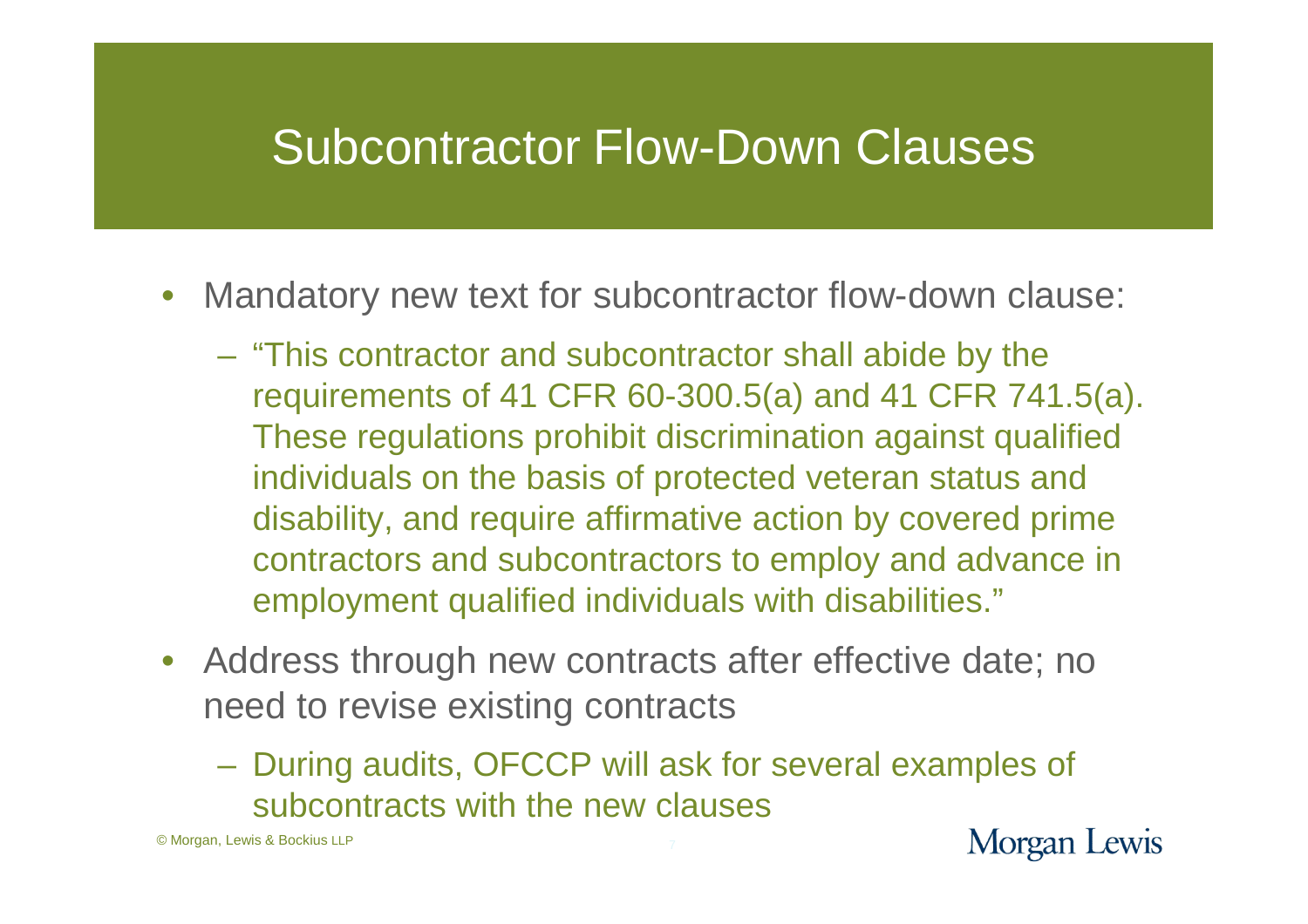# Subcontractor Flow-Down Clauses

- Mandatory new text for subcontractor flow-down clause:
  - "This contractor and subcontractor shall abide by the requirements of 41 CFR 60-300.5(a) and 41 CFR 741.5(a). These regulations prohibit discrimination against qualified individuals on the basis of protected veteran status and disability, and require affirmative action by covered prime contractors and subcontractors to employ and advance in employment qualified individuals with disabilities."
- Address through new contracts after effective date; no need to revise existing contracts
  - During audits, OFCCP will ask for several examples of subcontracts with the new clauses

© Morgan, Lewis & Bockius LLP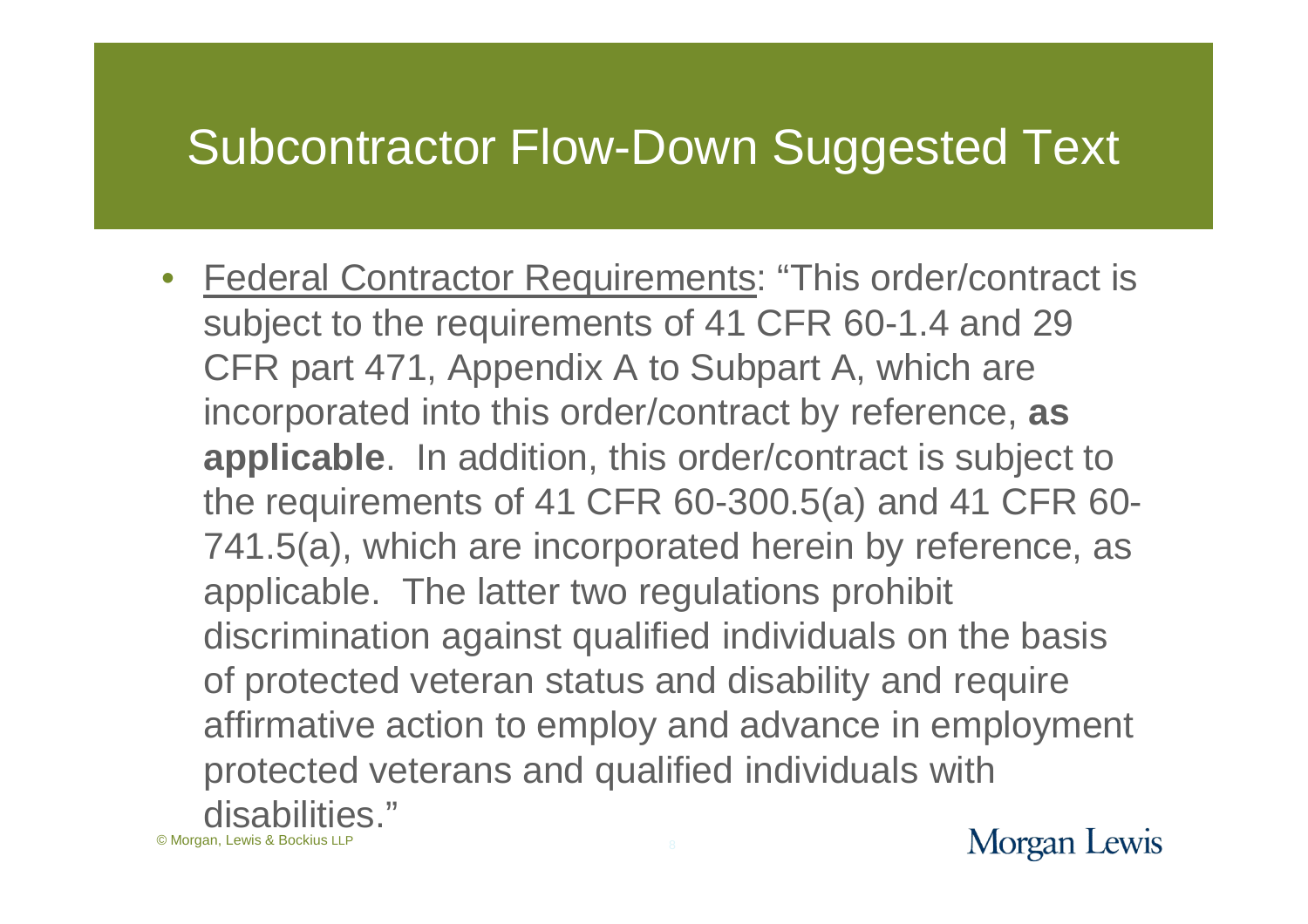# Subcontractor Flow-Down Suggested Text

- Federal Contractor Requirements: "This order/contract is subject to the requirements of 41 CFR 60-1.4 and 29 CFR part 471, Appendix A to Subpart A, which are incorporated into this order/contract by reference, **as applicable**. In addition, this order/contract is subject to the requirements of 41 CFR 60-300.5(a) and 41 CFR 60-741.5(a), which are incorporated herein by reference, as applicable. The latter two regulations prohibit discrimination against qualified individuals on the basis of protected veteran status and disability and require affirmative action to employ and advance in employment protected veterans and qualified individuals with disabilities."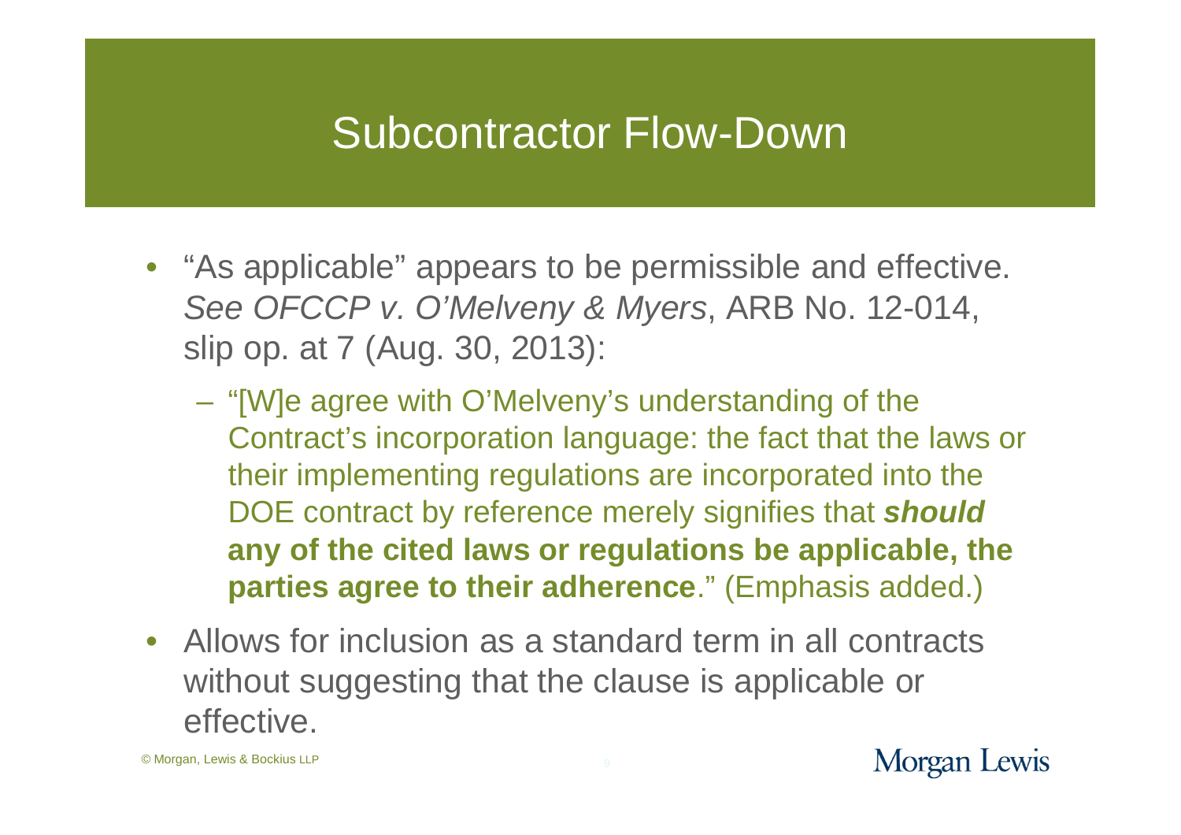# Subcontractor Flow-Down

- "As applicable" appears to be permissible and effective. *See OFCCP v. O'Melveny & Myers*, ARB No. 12-014, slip op. at 7 (Aug. 30, 2013):
  - "[W]e agree with O'Melveny's understanding of the Contract's incorporation language: the fact that the laws or their implementing regulations are incorporated into the DOE contract by reference merely signifies that ***should*** **any of the cited laws or regulations be applicable, the parties agree to their adherence**." (Emphasis added.)
- Allows for inclusion as a standard term in all contracts without suggesting that the clause is applicable or effective.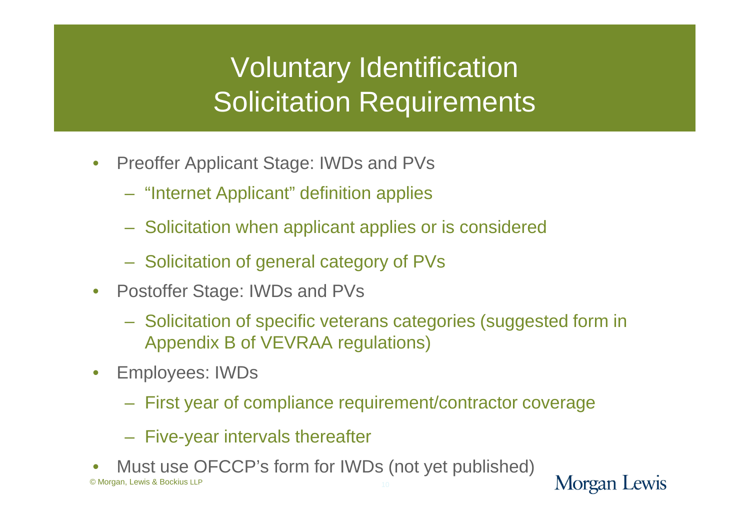# Voluntary Identification Solicitation Requirements

- Preoffer Applicant Stage: IWDs and PVs
  - "Internet Applicant" definition applies
  - Solicitation when applicant applies or is considered
  - Solicitation of general category of PVs
- Postoffer Stage: IWDs and PVs
  - Solicitation of specific veterans categories (suggested form in Appendix B of VEVRAA regulations)
- Employees: IWDs
  - First year of compliance requirement/contractor coverage
  - Five-year intervals thereafter
- Must use OFCCP's form for IWDs (not yet published)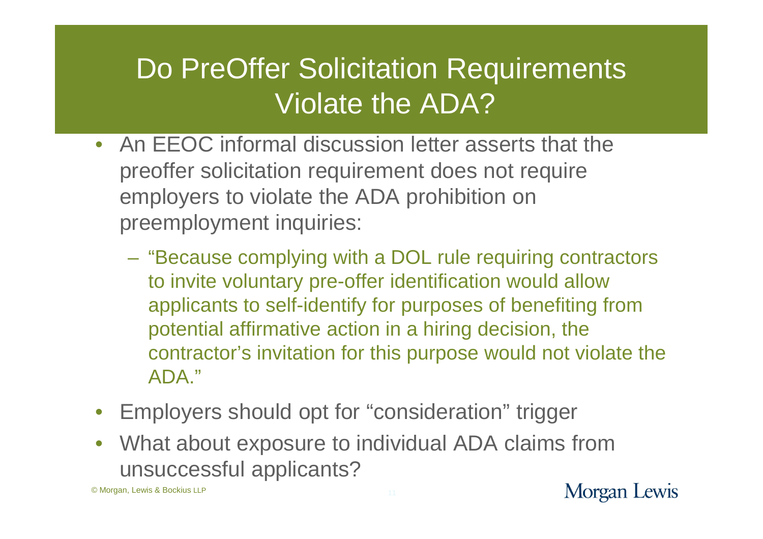# Do PreOffer Solicitation Requirements Violate the ADA?

- An EEOC informal discussion letter asserts that the preoffer solicitation requirement does not require employers to violate the ADA prohibition on preemployment inquiries:
  - "Because complying with a DOL rule requiring contractors to invite voluntary pre-offer identification would allow applicants to self-identify for purposes of benefiting from potential affirmative action in a hiring decision, the contractor's invitation for this purpose would not violate the ADA."
- Employers should opt for "consideration" trigger
- What about exposure to individual ADA claims from unsuccessful applicants?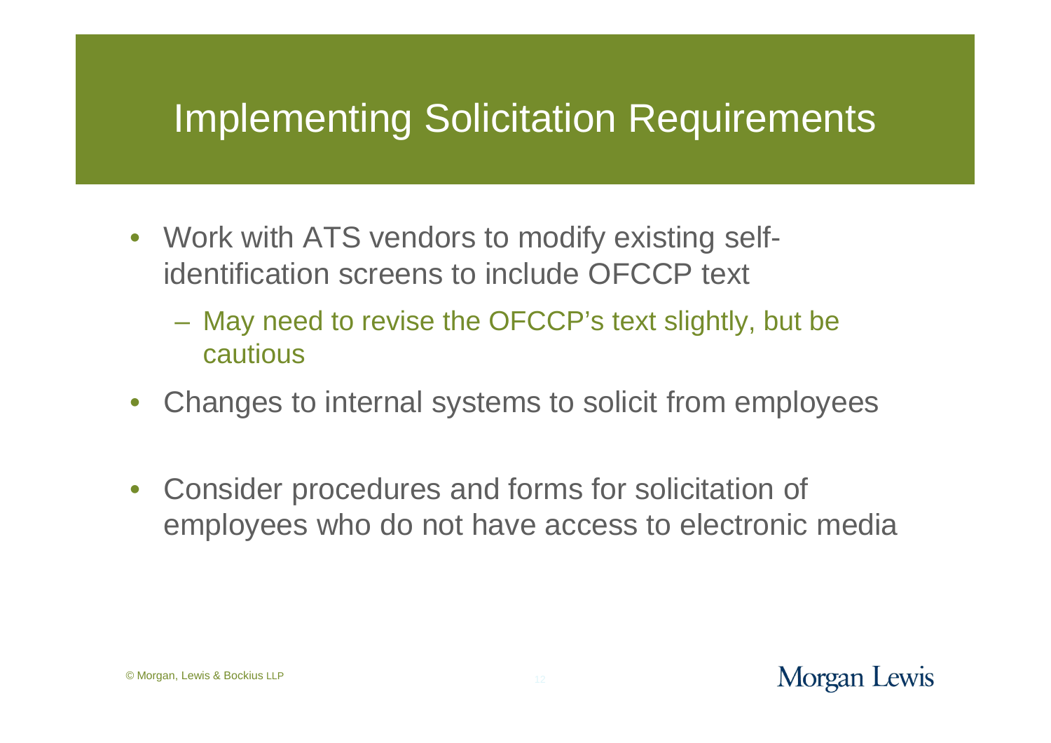# Implementing Solicitation Requirements

- Work with ATS vendors to modify existing self-identification screens to include OFCCP text
  - May need to revise the OFCCP's text slightly, but be cautious
- Changes to internal systems to solicit from employees
- Consider procedures and forms for solicitation of employees who do not have access to electronic media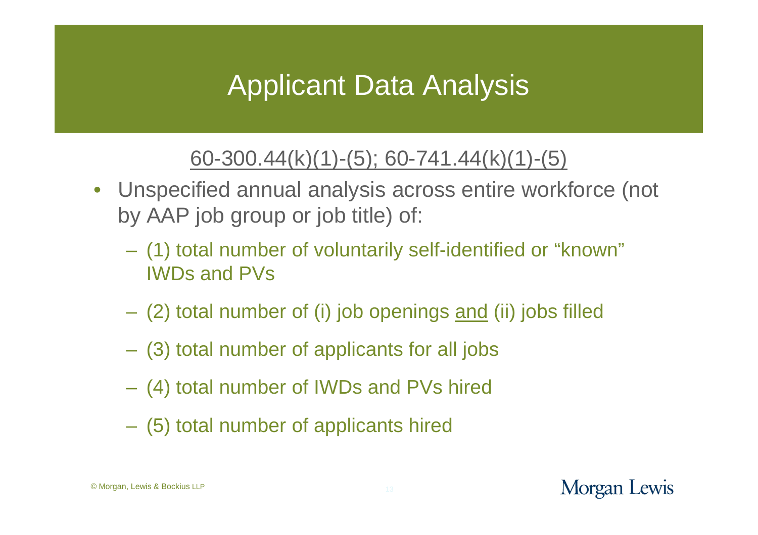# Applicant Data Analysis

60-300.44(k)(1)-(5); 60-741.44(k)(1)-(5)

- Unspecified annual analysis across entire workforce (not by AAP job group or job title) of:
  - (1) total number of voluntarily self-identified or "known" IWDs and PVs
  - (2) total number of (i) job openings and (ii) jobs filled
  - (3) total number of applicants for all jobs
  - (4) total number of IWDs and PVs hired
  - (5) total number of applicants hired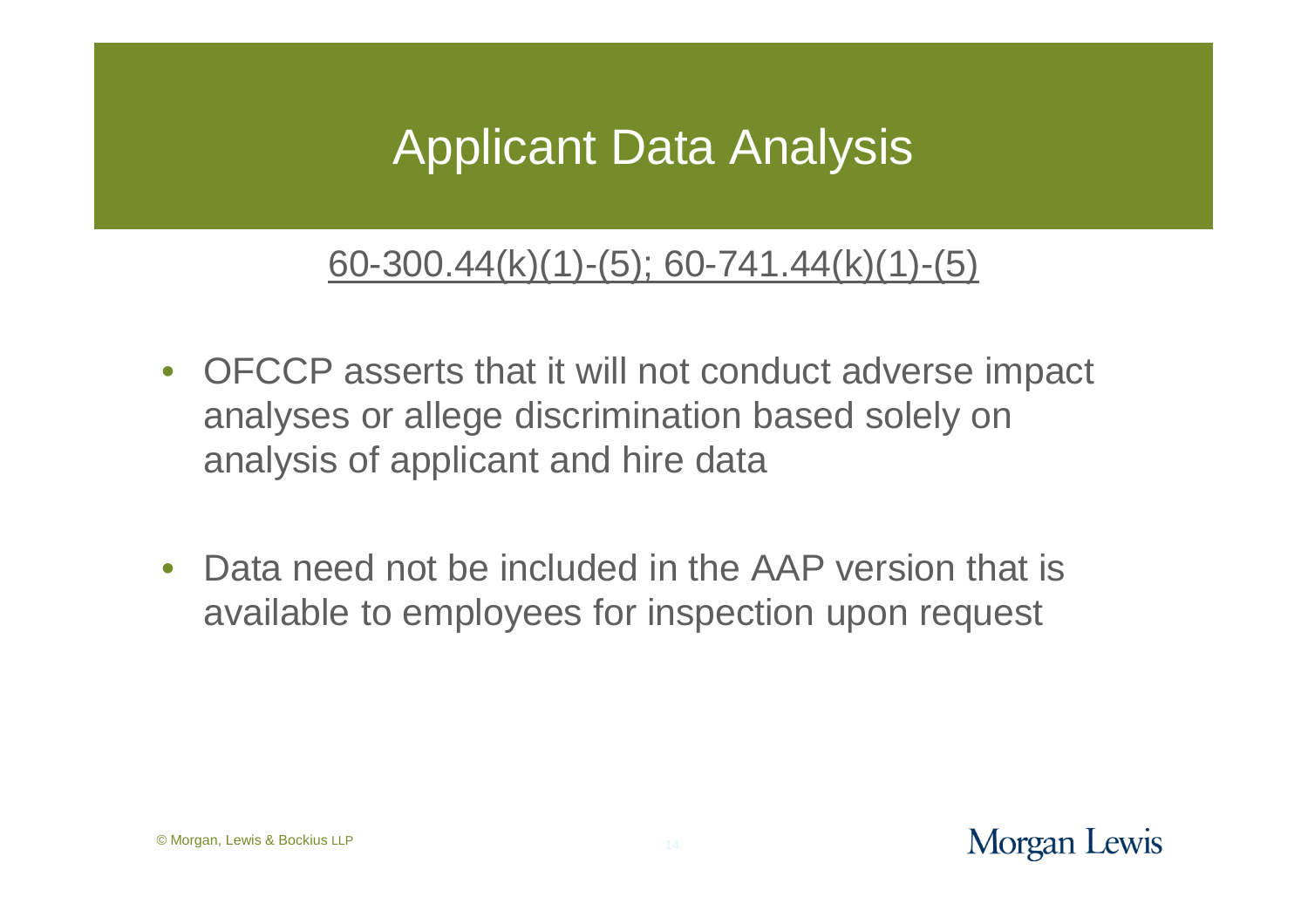# Applicant Data Analysis

60-300.44(k)(1)-(5); 60-741.44(k)(1)-(5)

- OFCCP asserts that it will not conduct adverse impact analyses or allege discrimination based solely on analysis of applicant and hire data
- Data need not be included in the AAP version that is available to employees for inspection upon request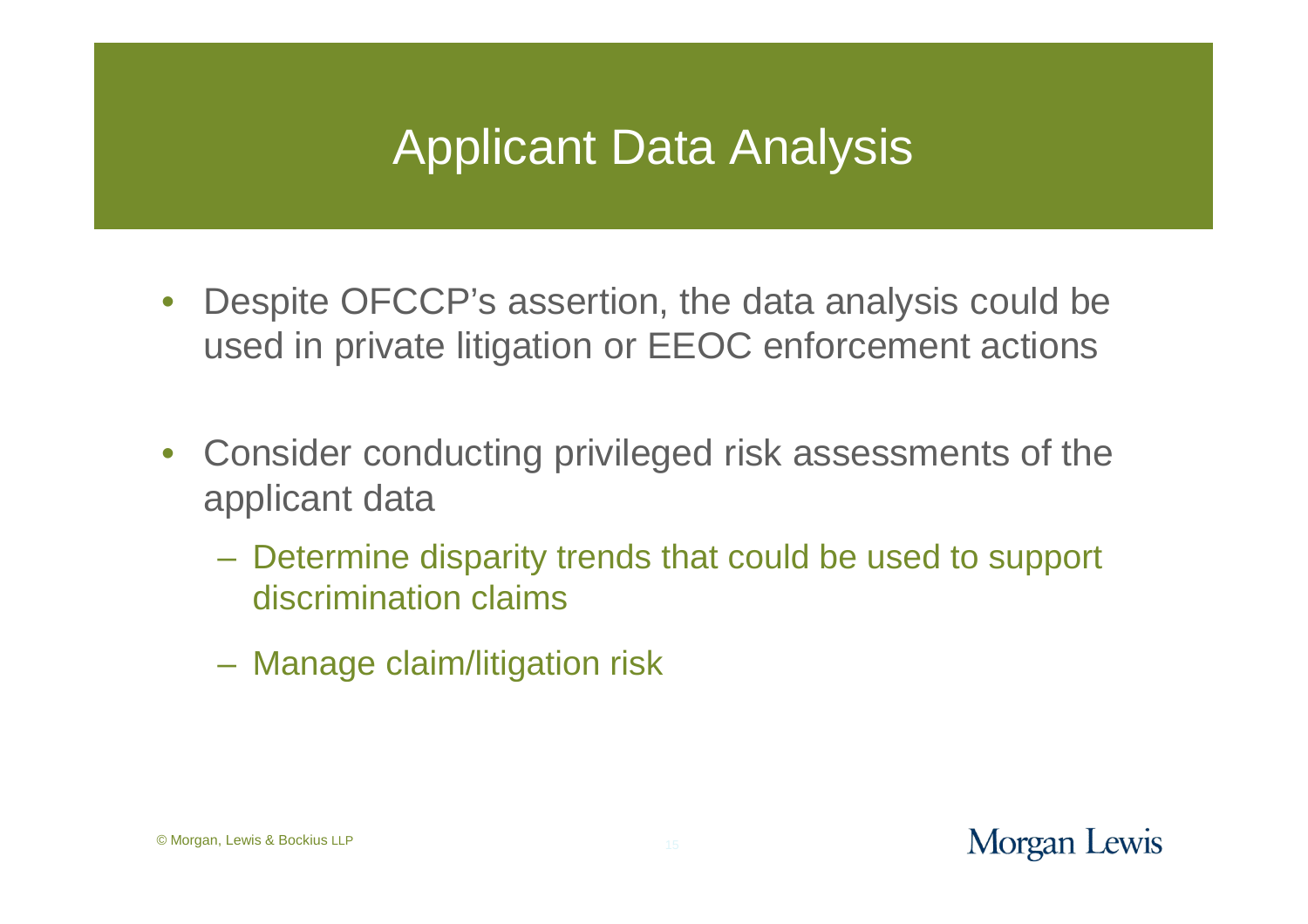# Applicant Data Analysis

- Despite OFCCP's assertion, the data analysis could be used in private litigation or EEOC enforcement actions
- Consider conducting privileged risk assessments of the applicant data
  - Determine disparity trends that could be used to support discrimination claims
  - Manage claim/litigation risk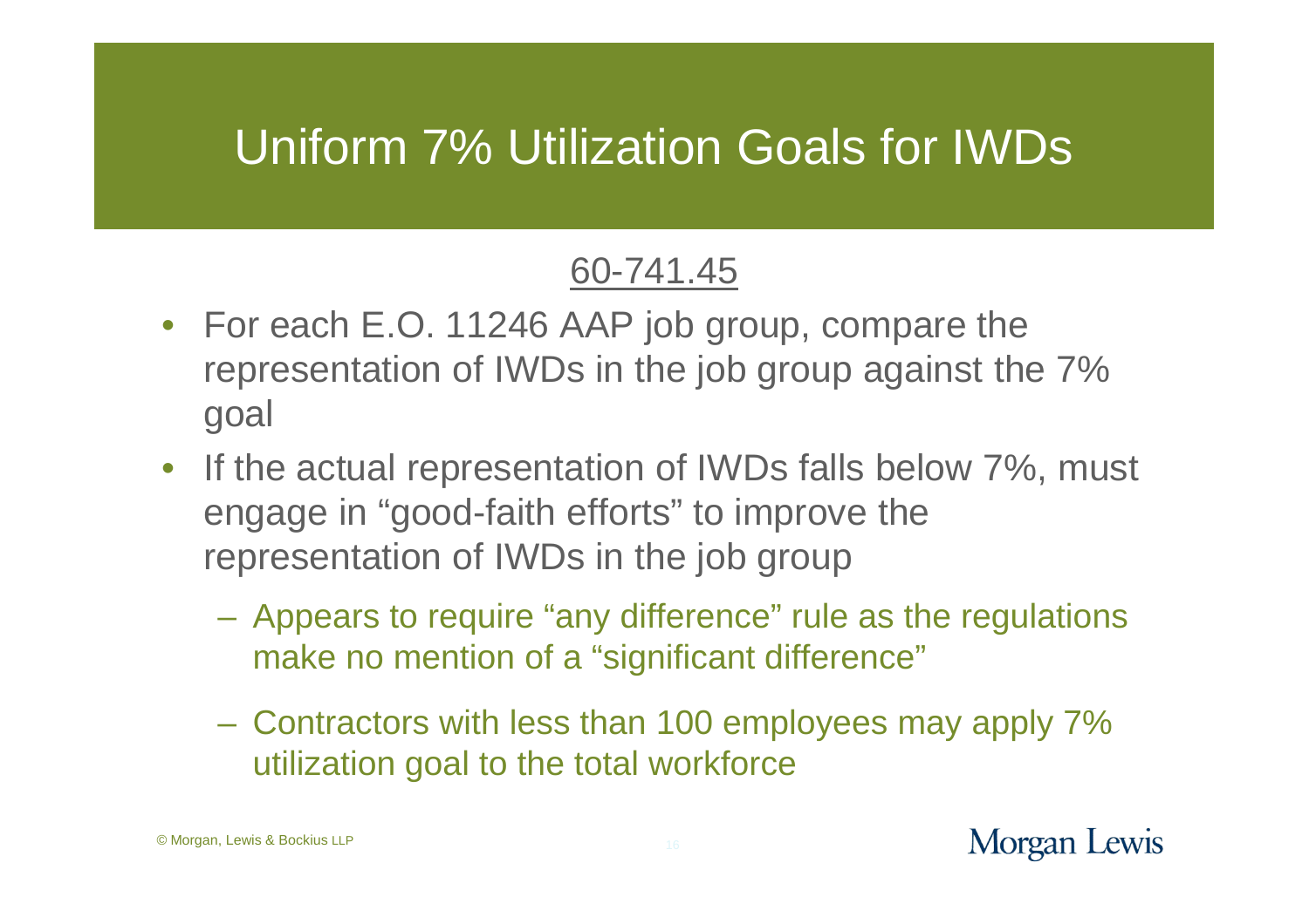# Uniform 7% Utilization Goals for IWDs

60-741.45

- For each E.O. 11246 AAP job group, compare the representation of IWDs in the job group against the 7% goal
- If the actual representation of IWDs falls below 7%, must engage in "good-faith efforts" to improve the representation of IWDs in the job group
  - Appears to require "any difference" rule as the regulations make no mention of a "significant difference"
  - Contractors with less than 100 employees may apply 7% utilization goal to the total workforce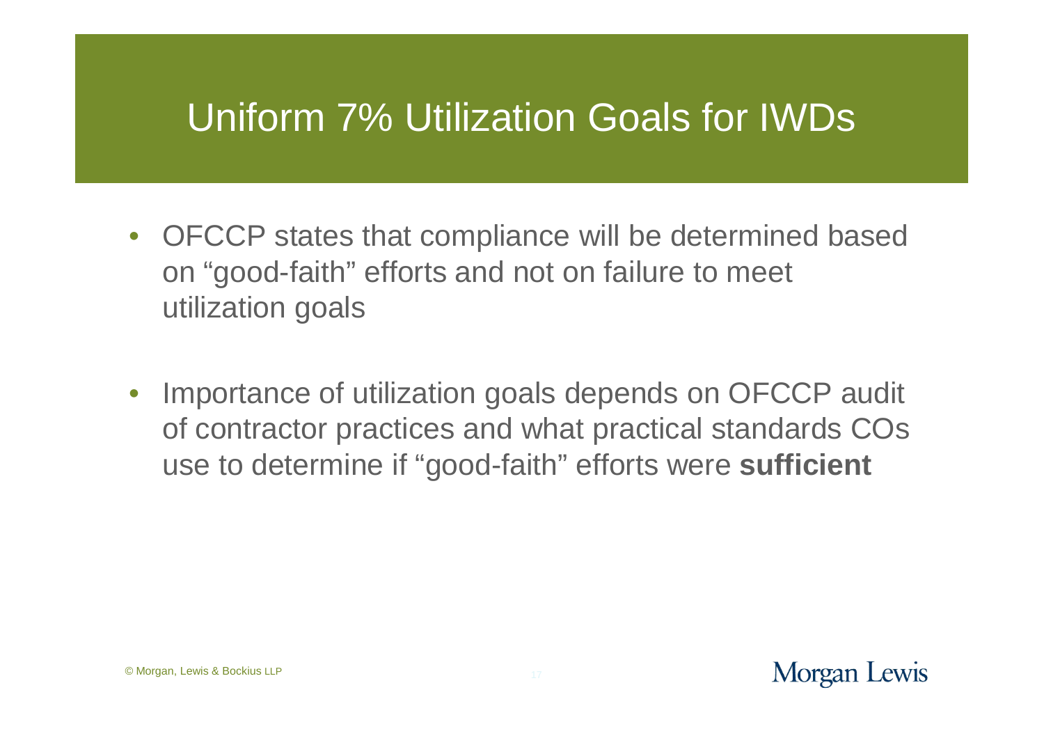# Uniform 7% Utilization Goals for IWDs

- OFCCP states that compliance will be determined based on “good-faith” efforts and not on failure to meet utilization goals
- Importance of utilization goals depends on OFCCP audit of contractor practices and what practical standards COs use to determine if “good-faith” efforts were **sufficient**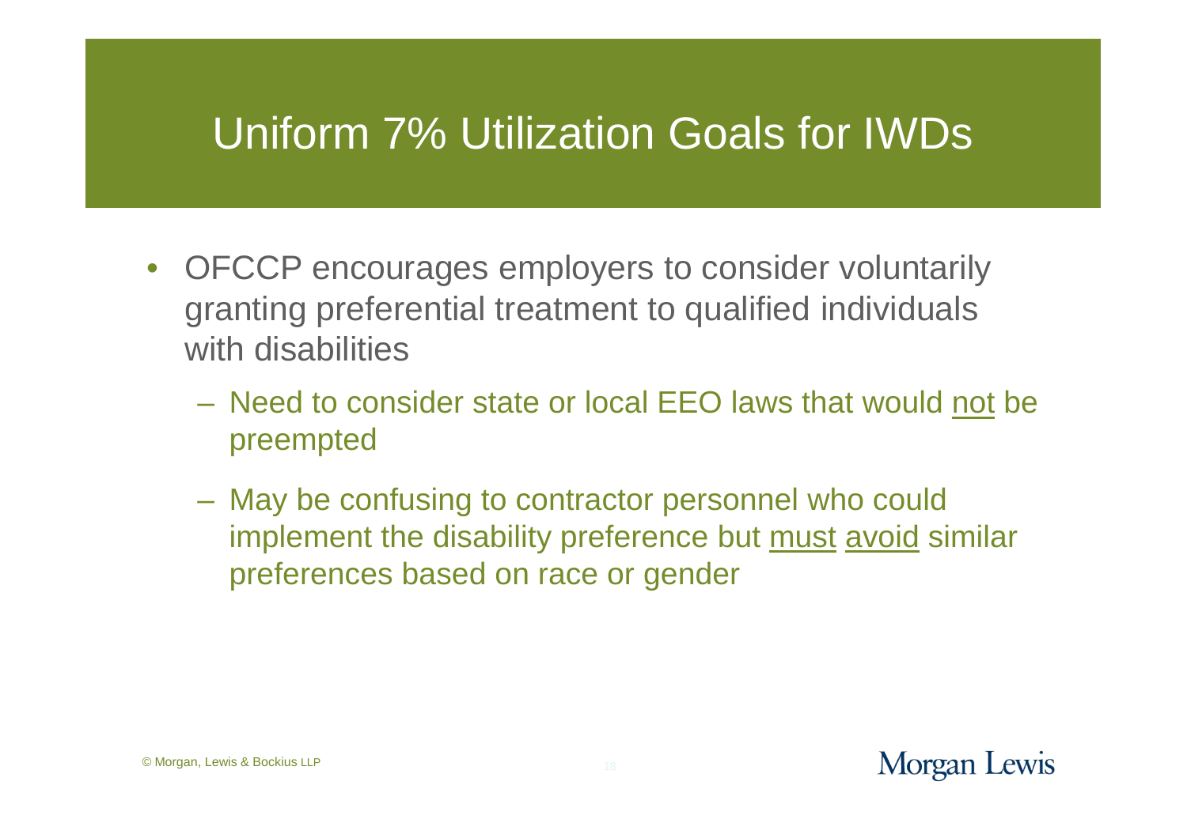# Uniform 7% Utilization Goals for IWDs

- OFCCP encourages employers to consider voluntarily granting preferential treatment to qualified individuals with disabilities
  - Need to consider state or local EEO laws that would not be preempted
  - May be confusing to contractor personnel who could implement the disability preference but must avoid similar preferences based on race or gender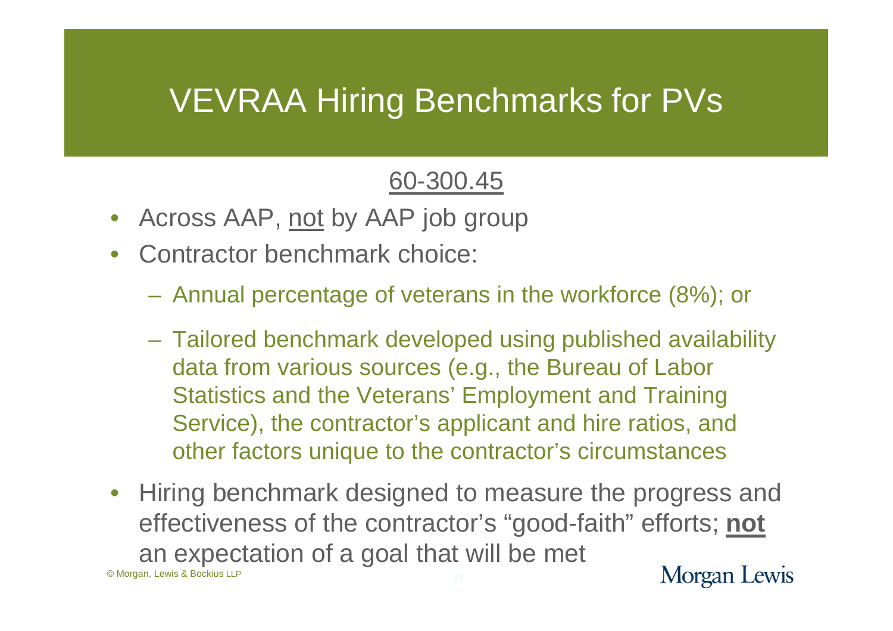# VEVRAA Hiring Benchmarks for PVs

60-300.45

- Across AAP, not by AAP job group
- Contractor benchmark choice:
  - Annual percentage of veterans in the workforce (8%); or
  - Tailored benchmark developed using published availability data from various sources (e.g., the Bureau of Labor Statistics and the Veterans' Employment and Training Service), the contractor's applicant and hire ratios, and other factors unique to the contractor's circumstances
- Hiring benchmark designed to measure the progress and effectiveness of the contractor's "good-faith" efforts; **not** an expectation of a goal that will be met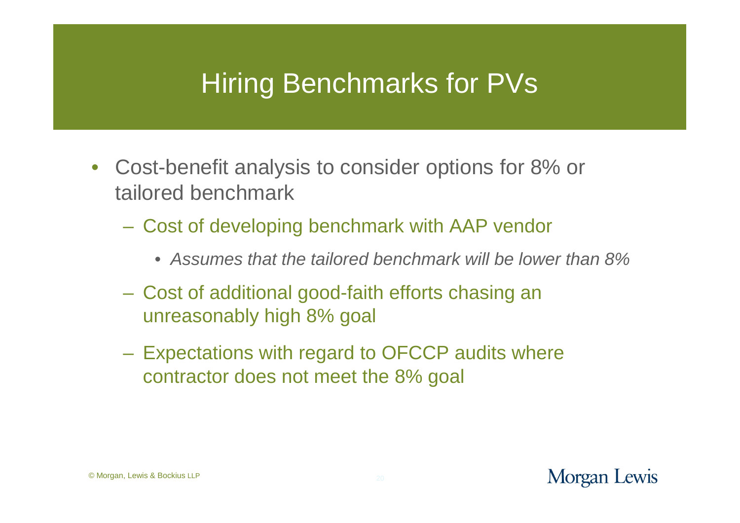# Hiring Benchmarks for PVs

- Cost-benefit analysis to consider options for 8% or tailored benchmark
  - Cost of developing benchmark with AAP vendor
    - *Assumes that the tailored benchmark will be lower than 8%*
  - Cost of additional good-faith efforts chasing an unreasonably high 8% goal
  - Expectations with regard to OFCCP audits where contractor does not meet the 8% goal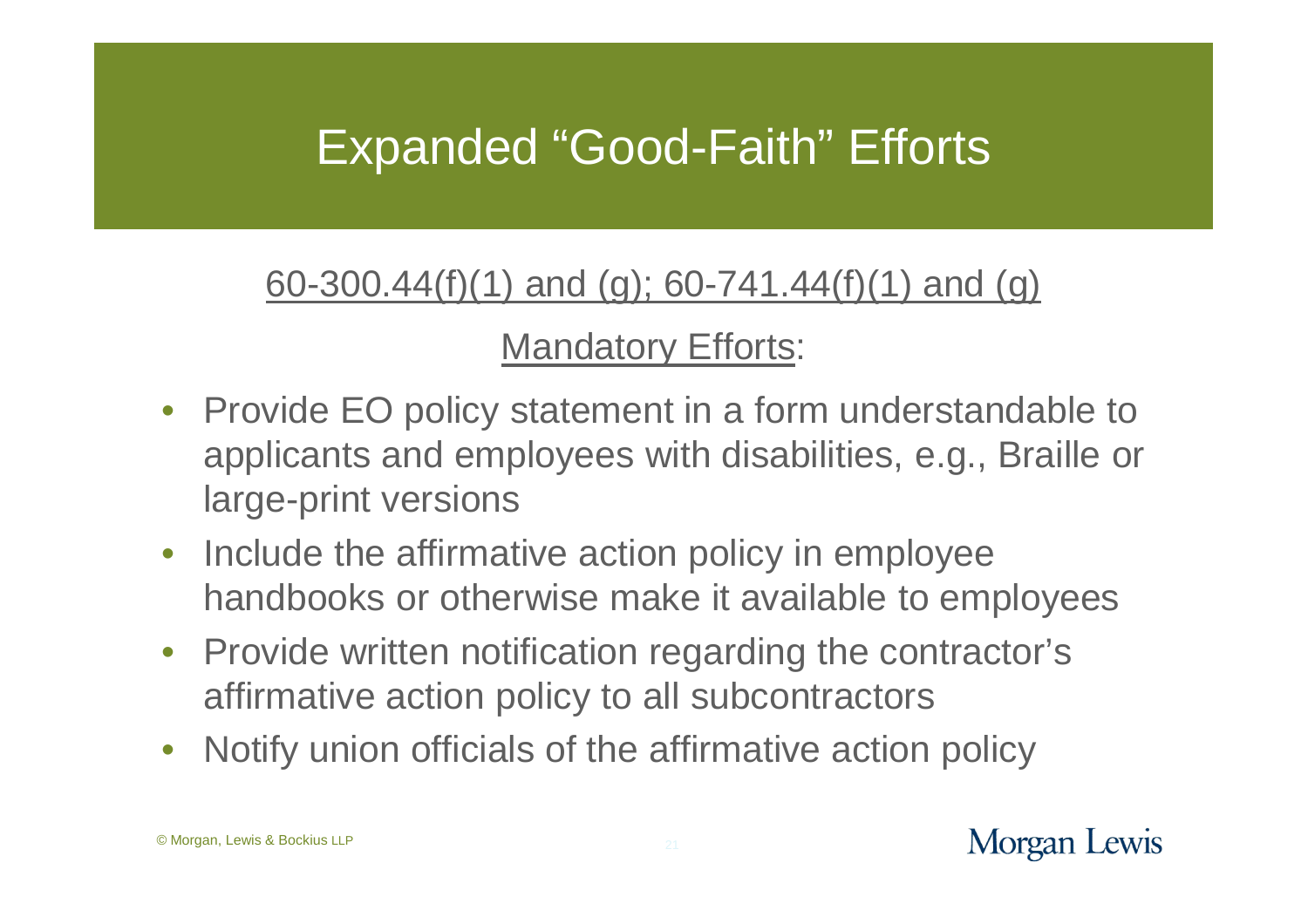# Expanded "Good-Faith" Efforts

60-300.44(f)(1) and (g); 60-741.44(f)(1) and (g)

Mandatory Efforts:

- Provide EO policy statement in a form understandable to applicants and employees with disabilities, e.g., Braille or large-print versions
- Include the affirmative action policy in employee handbooks or otherwise make it available to employees
- Provide written notification regarding the contractor's affirmative action policy to all subcontractors
- Notify union officials of the affirmative action policy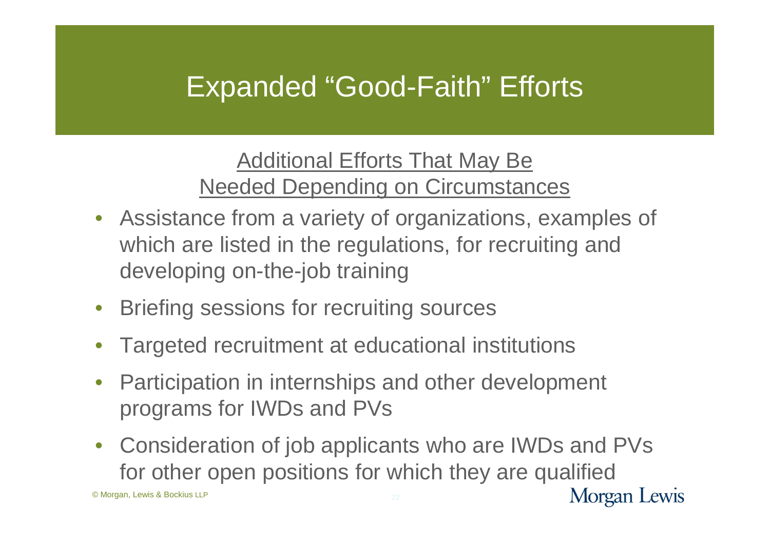# Expanded "Good-Faith" Efforts

Additional Efforts That May Be Needed Depending on Circumstances

- Assistance from a variety of organizations, examples of which are listed in the regulations, for recruiting and developing on-the-job training
- Briefing sessions for recruiting sources
- Targeted recruitment at educational institutions
- Participation in internships and other development programs for IWDs and PVs
- Consideration of job applicants who are IWDs and PVs for other open positions for which they are qualified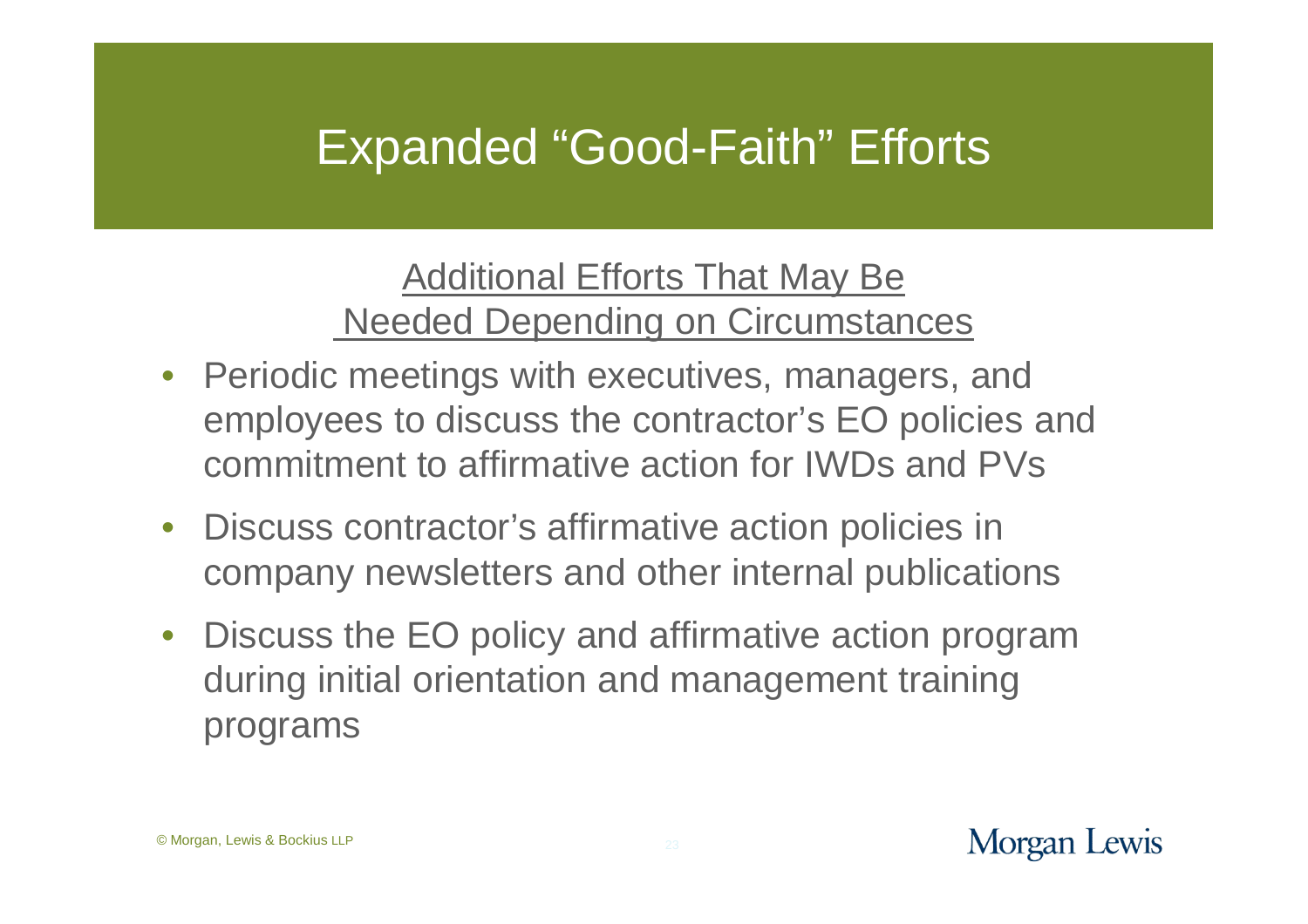# Expanded "Good-Faith" Efforts

Additional Efforts That May Be Needed Depending on Circumstances

- Periodic meetings with executives, managers, and employees to discuss the contractor's EO policies and commitment to affirmative action for IWDs and PVs
- Discuss contractor's affirmative action policies in company newsletters and other internal publications
- Discuss the EO policy and affirmative action program during initial orientation and management training programs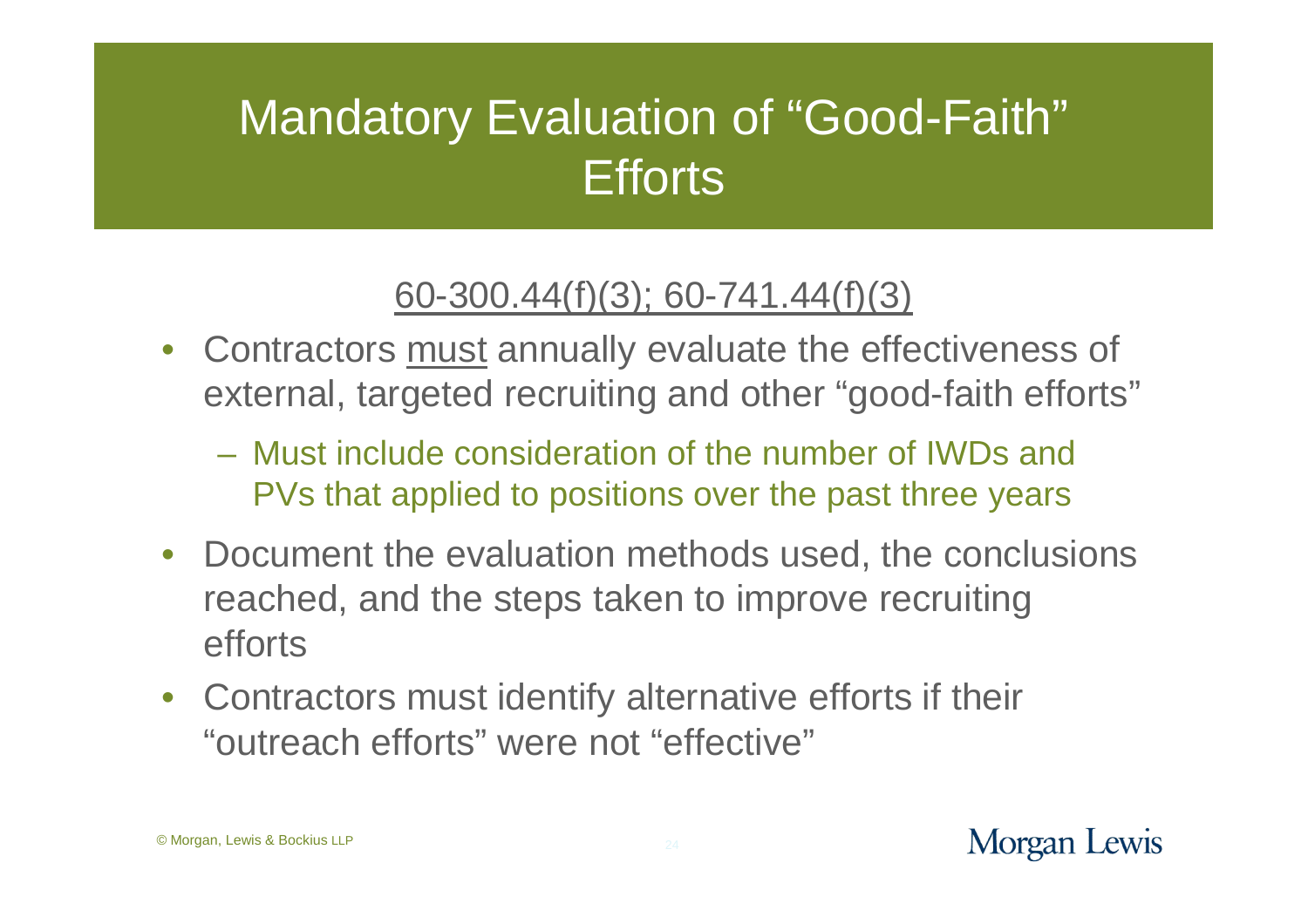# Mandatory Evaluation of "Good-Faith" Efforts

60-300.44(f)(3); 60-741.44(f)(3)

- Contractors must annually evaluate the effectiveness of external, targeted recruiting and other "good-faith efforts"
  - Must include consideration of the number of IWDs and PVs that applied to positions over the past three years
- Document the evaluation methods used, the conclusions reached, and the steps taken to improve recruiting efforts
- Contractors must identify alternative efforts if their "outreach efforts" were not "effective"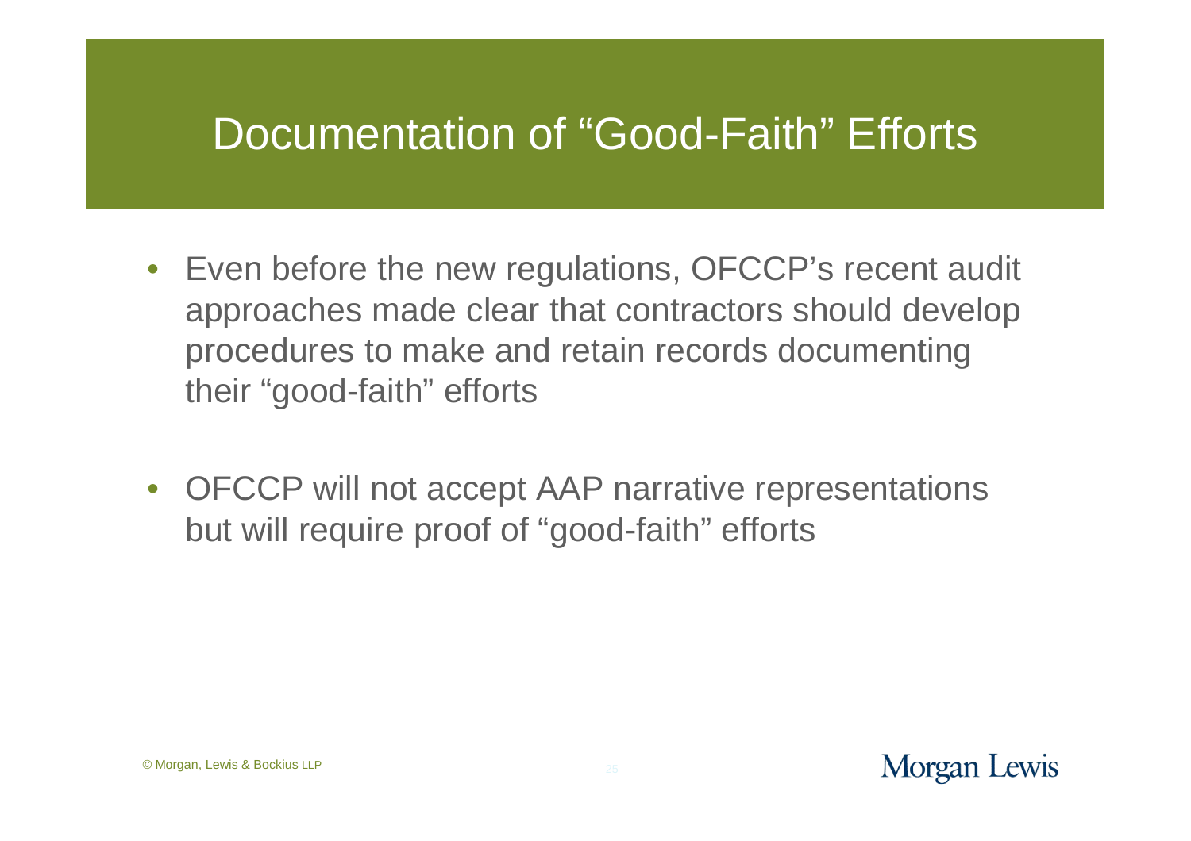# Documentation of "Good-Faith" Efforts

- Even before the new regulations, OFCCP's recent audit approaches made clear that contractors should develop procedures to make and retain records documenting their "good-faith" efforts

- OFCCP will not accept AAP narrative representations but will require proof of "good-faith" efforts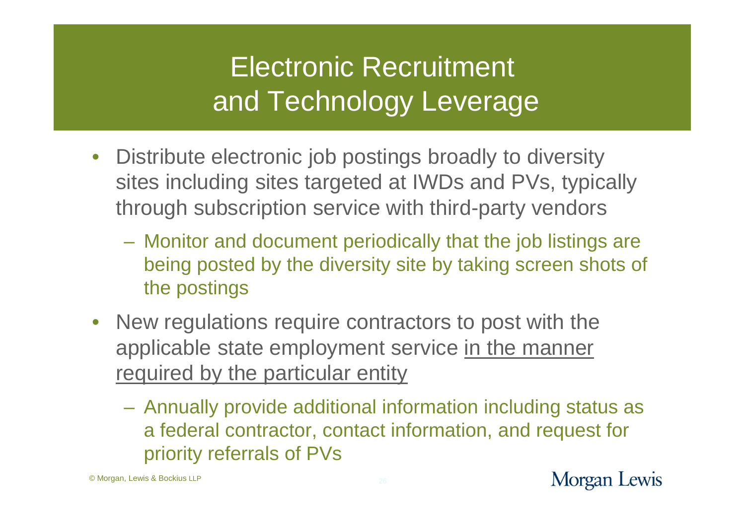# Electronic Recruitment and Technology Leverage

- Distribute electronic job postings broadly to diversity sites including sites targeted at IWDs and PVs, typically through subscription service with third-party vendors
  - Monitor and document periodically that the job listings are being posted by the diversity site by taking screen shots of the postings
- New regulations require contractors to post with the applicable state employment service <u>in the manner required by the particular entity</u>
  - Annually provide additional information including status as a federal contractor, contact information, and request for priority referrals of PVs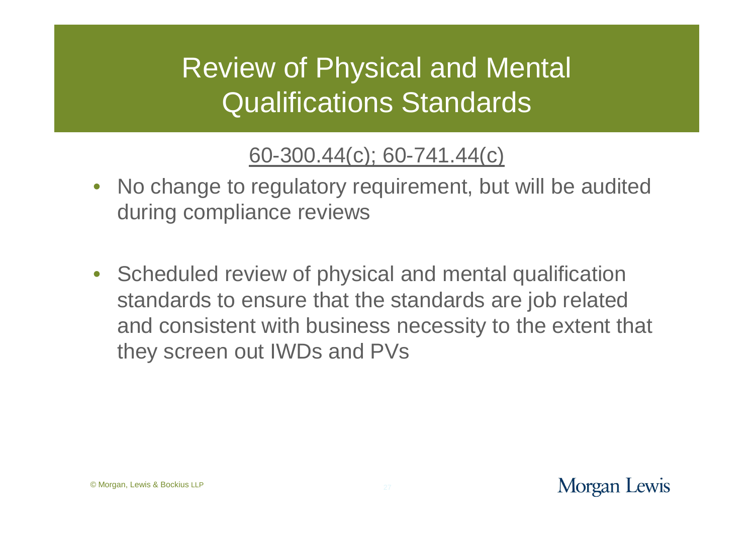# Review of Physical and Mental Qualifications Standards

60-300.44(c); 60-741.44(c)

- No change to regulatory requirement, but will be audited during compliance reviews
- Scheduled review of physical and mental qualification standards to ensure that the standards are job related and consistent with business necessity to the extent that they screen out IWDs and PVs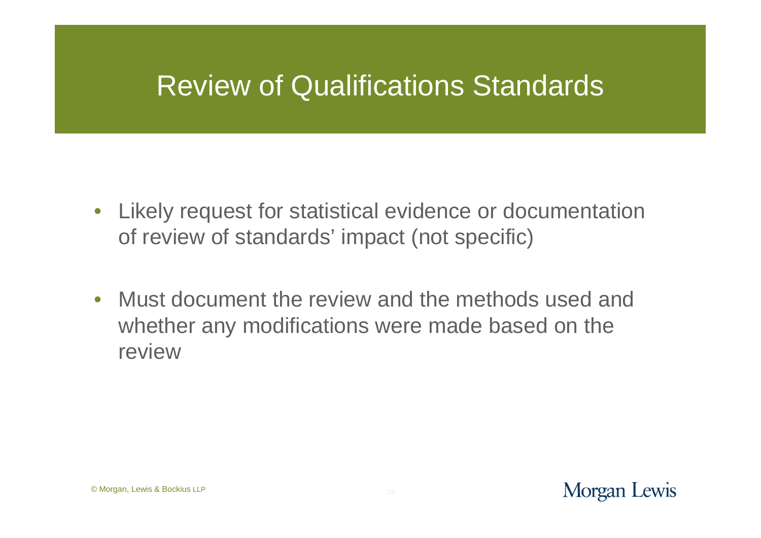# Review of Qualifications Standards

- Likely request for statistical evidence or documentation of review of standards' impact (not specific)
- Must document the review and the methods used and whether any modifications were made based on the review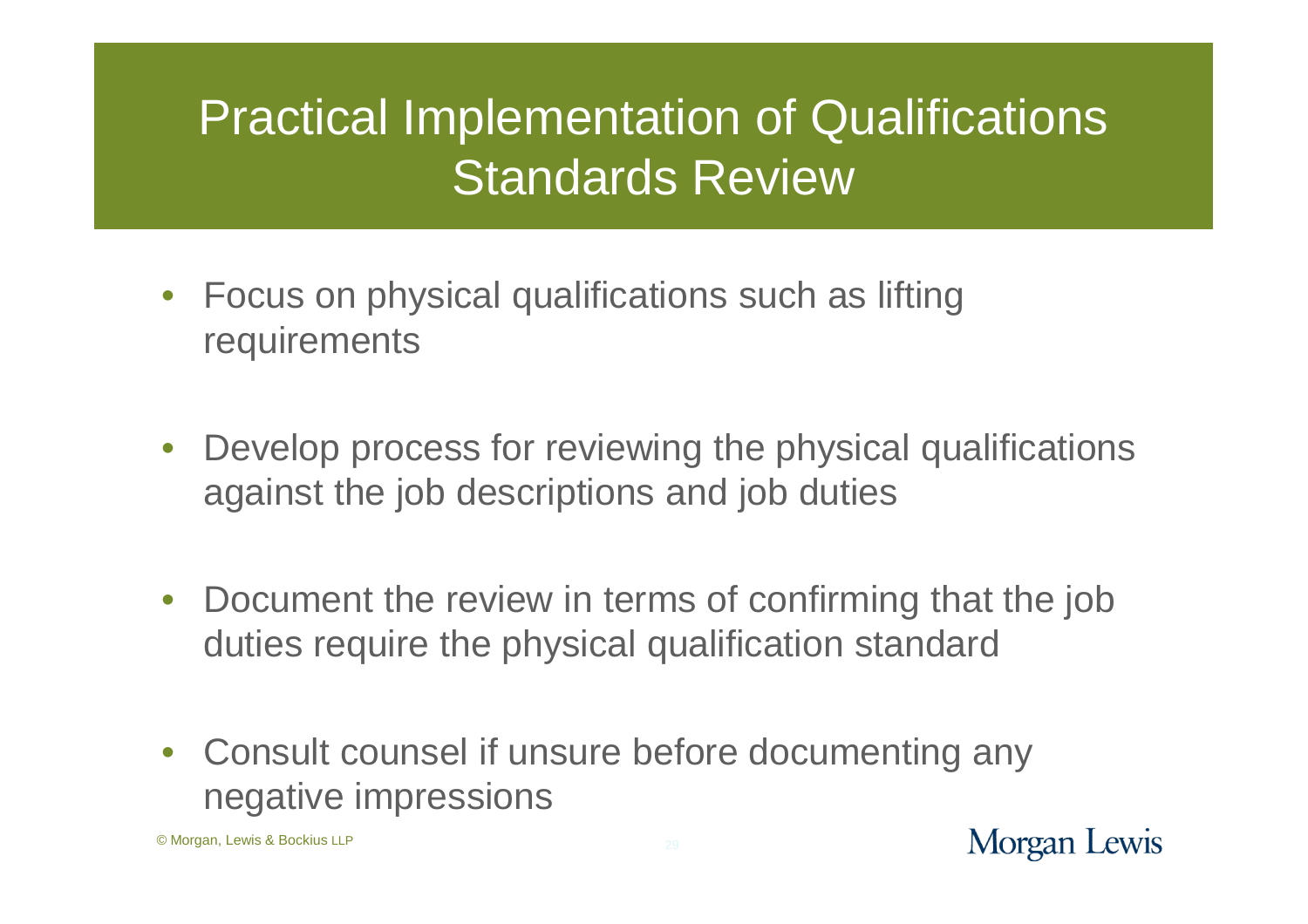# Practical Implementation of Qualifications Standards Review

- Focus on physical qualifications such as lifting requirements
- Develop process for reviewing the physical qualifications against the job descriptions and job duties
- Document the review in terms of confirming that the job duties require the physical qualification standard
- Consult counsel if unsure before documenting any negative impressions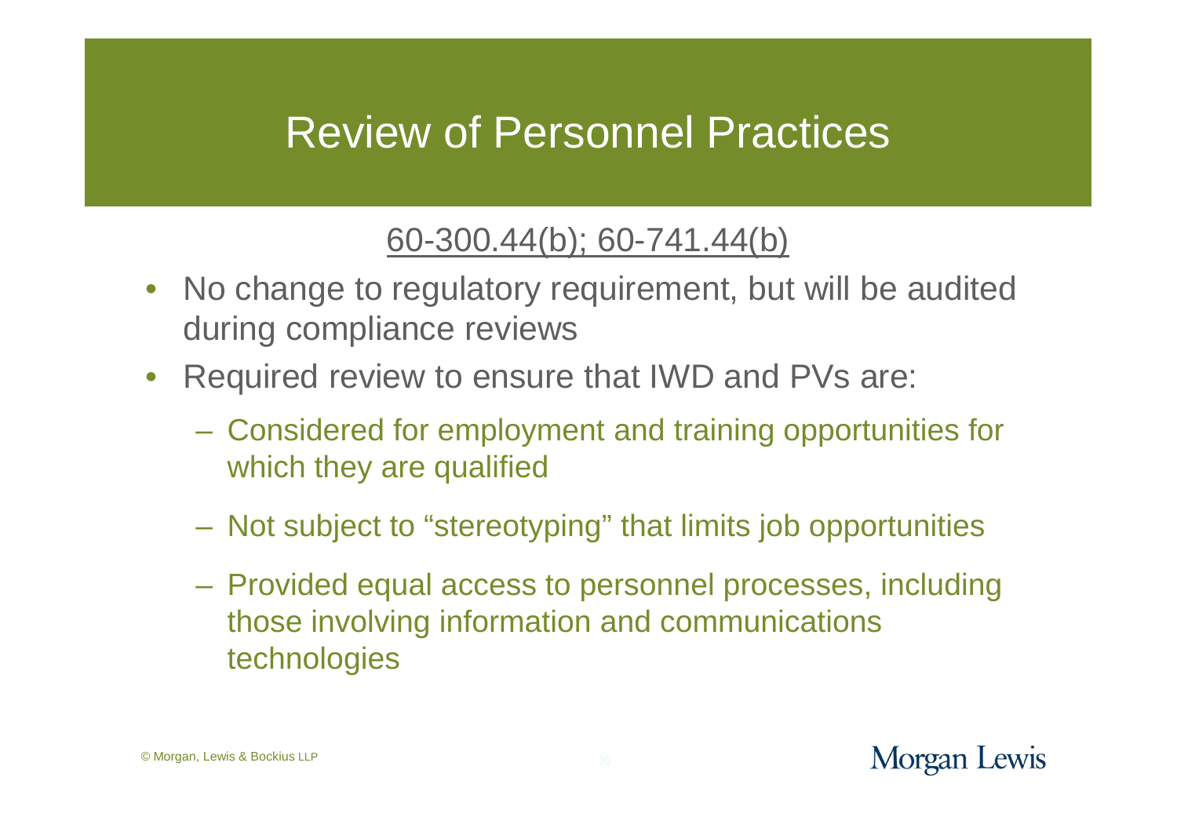# Review of Personnel Practices

60-300.44(b); 60-741.44(b)

- No change to regulatory requirement, but will be audited during compliance reviews
- Required review to ensure that IWD and PVs are:
  - Considered for employment and training opportunities for which they are qualified
  - Not subject to "stereotyping" that limits job opportunities
  - Provided equal access to personnel processes, including those involving information and communications technologies

© Morgan, Lewis & Bockius LLP

Morgan Lewis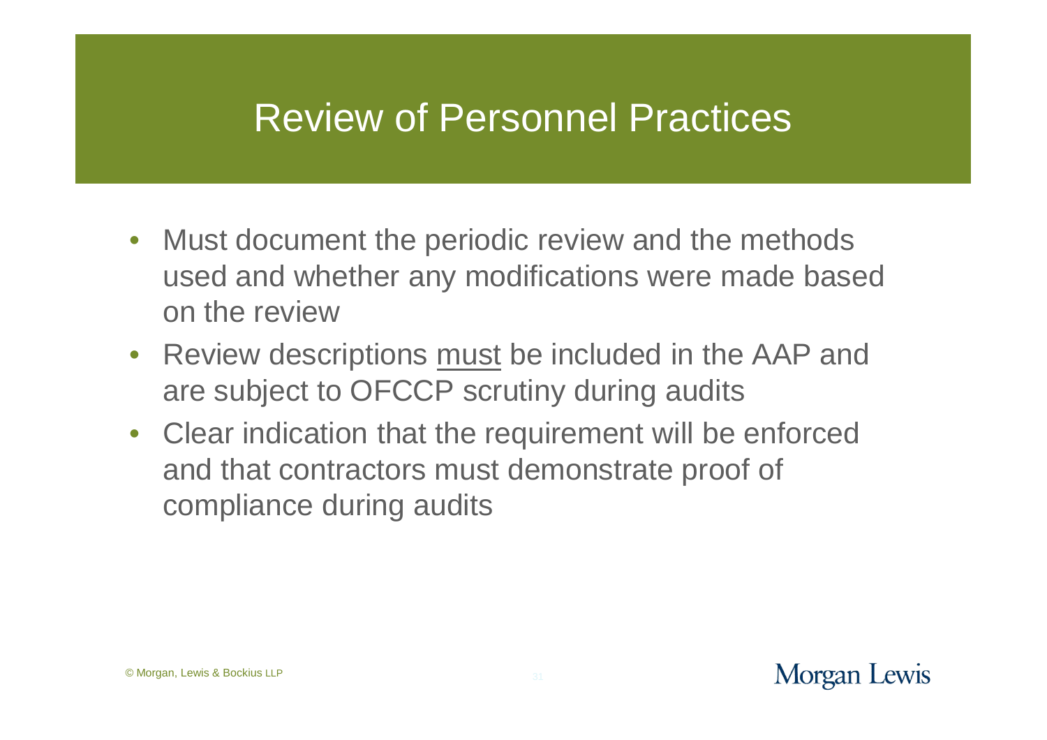# Review of Personnel Practices

- Must document the periodic review and the methods used and whether any modifications were made based on the review
- Review descriptions <u>must</u> be included in the AAP and are subject to OFCCP scrutiny during audits
- Clear indication that the requirement will be enforced and that contractors must demonstrate proof of compliance during audits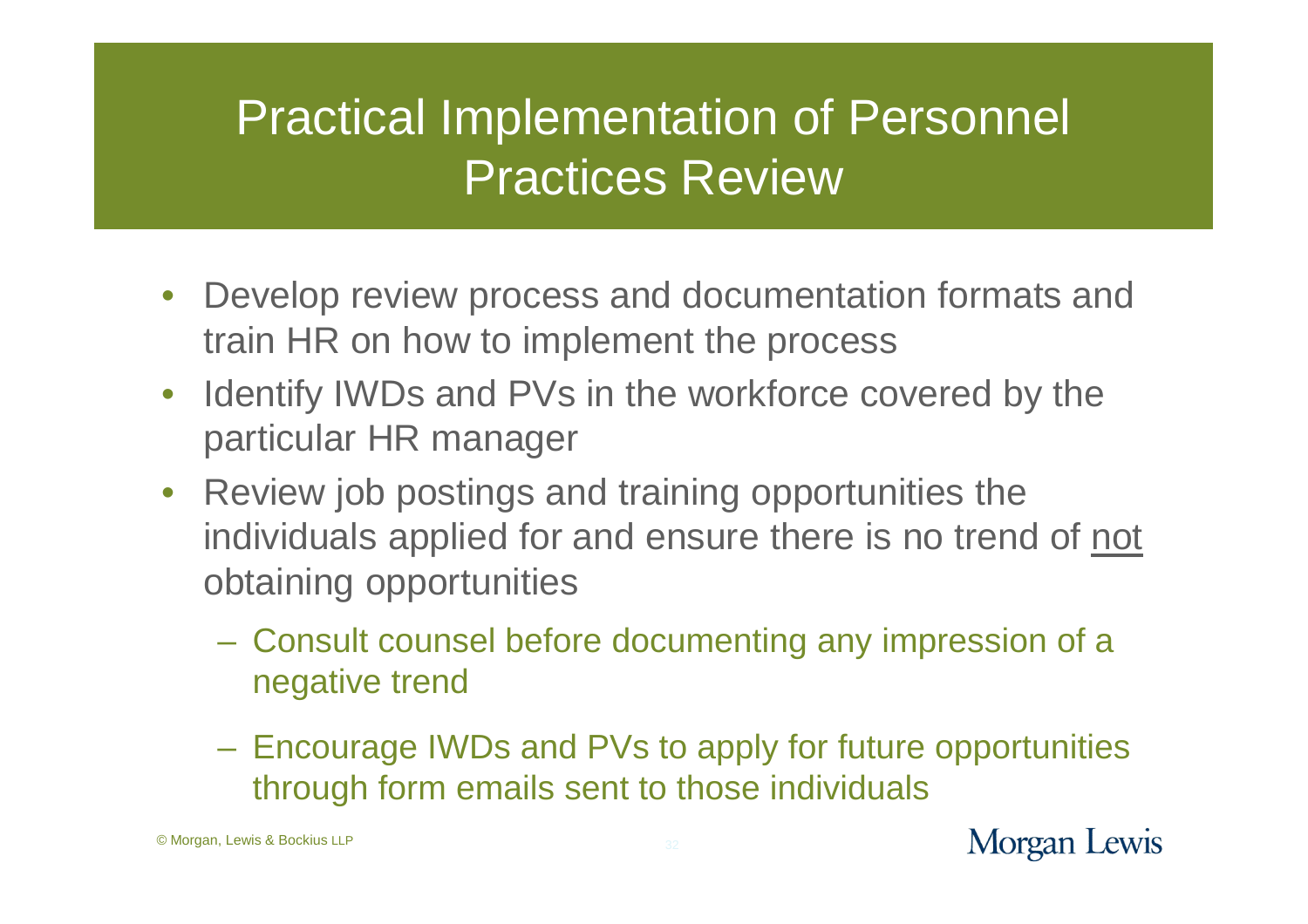# Practical Implementation of Personnel Practices Review

- Develop review process and documentation formats and train HR on how to implement the process
- Identify IWDs and PVs in the workforce covered by the particular HR manager
- Review job postings and training opportunities the individuals applied for and ensure there is no trend of <u>not</u> obtaining opportunities
  - Consult counsel before documenting any impression of a negative trend
  - Encourage IWDs and PVs to apply for future opportunities through form emails sent to those individuals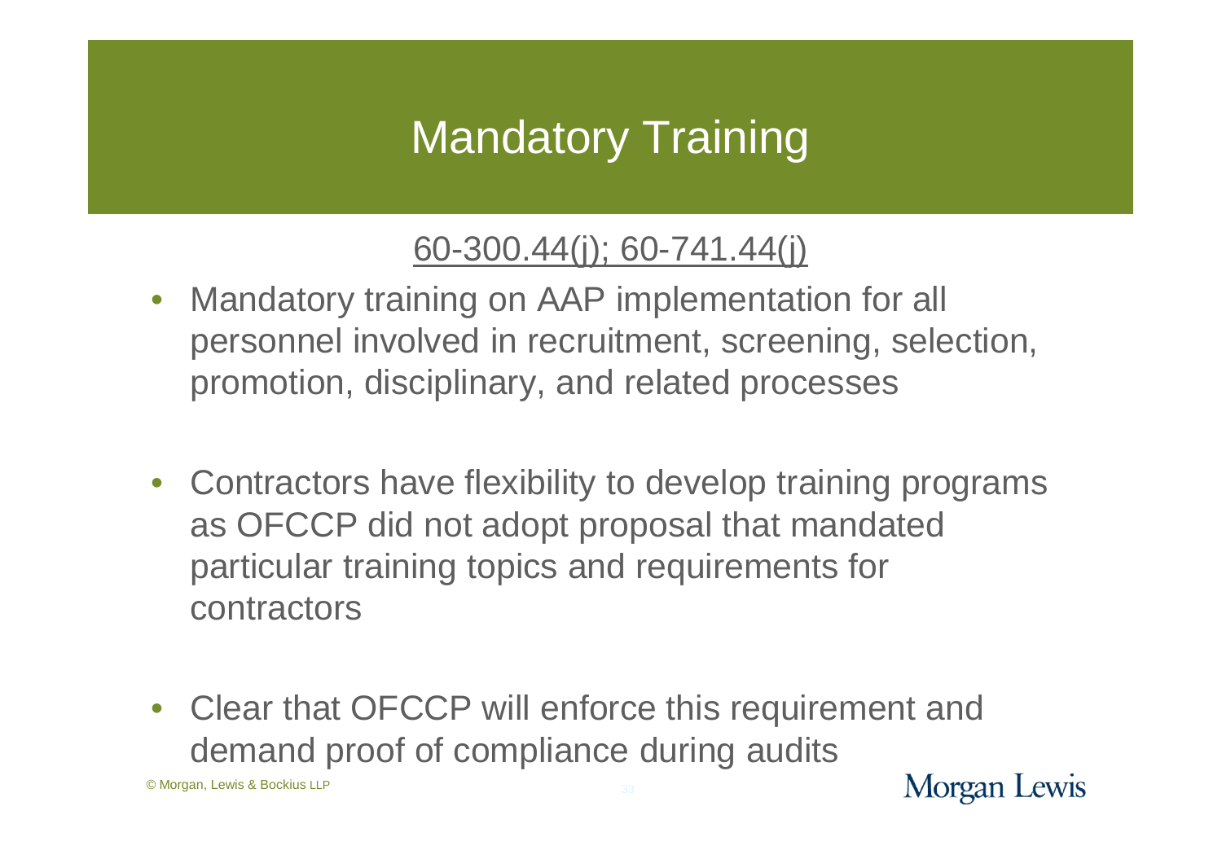# Mandatory Training

60-300.44(j); 60-741.44(j)

- Mandatory training on AAP implementation for all personnel involved in recruitment, screening, selection, promotion, disciplinary, and related processes
- Contractors have flexibility to develop training programs as OFCCP did not adopt proposal that mandated particular training topics and requirements for contractors
- Clear that OFCCP will enforce this requirement and demand proof of compliance during audits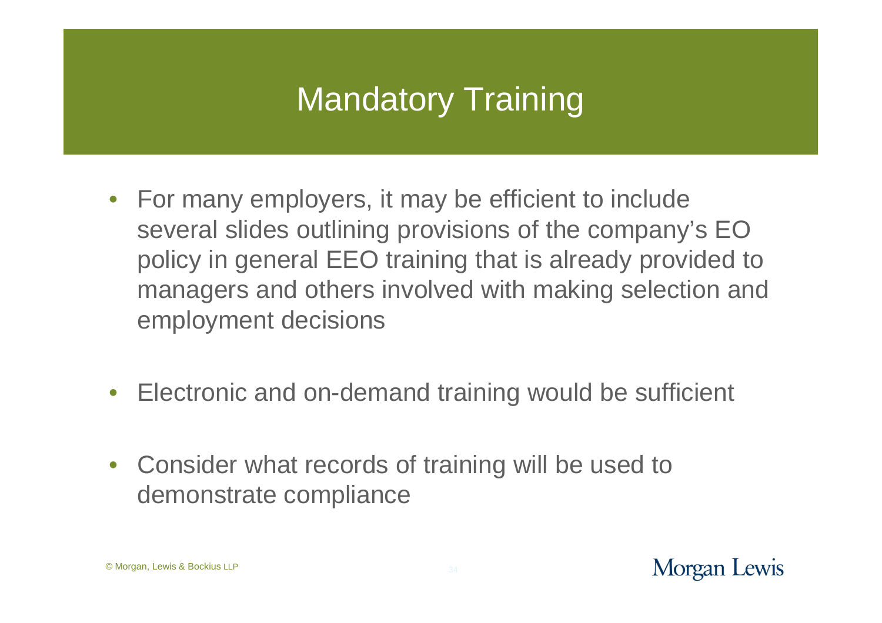# Mandatory Training

- For many employers, it may be efficient to include several slides outlining provisions of the company's EO policy in general EEO training that is already provided to managers and others involved with making selection and employment decisions
- Electronic and on-demand training would be sufficient
- Consider what records of training will be used to demonstrate compliance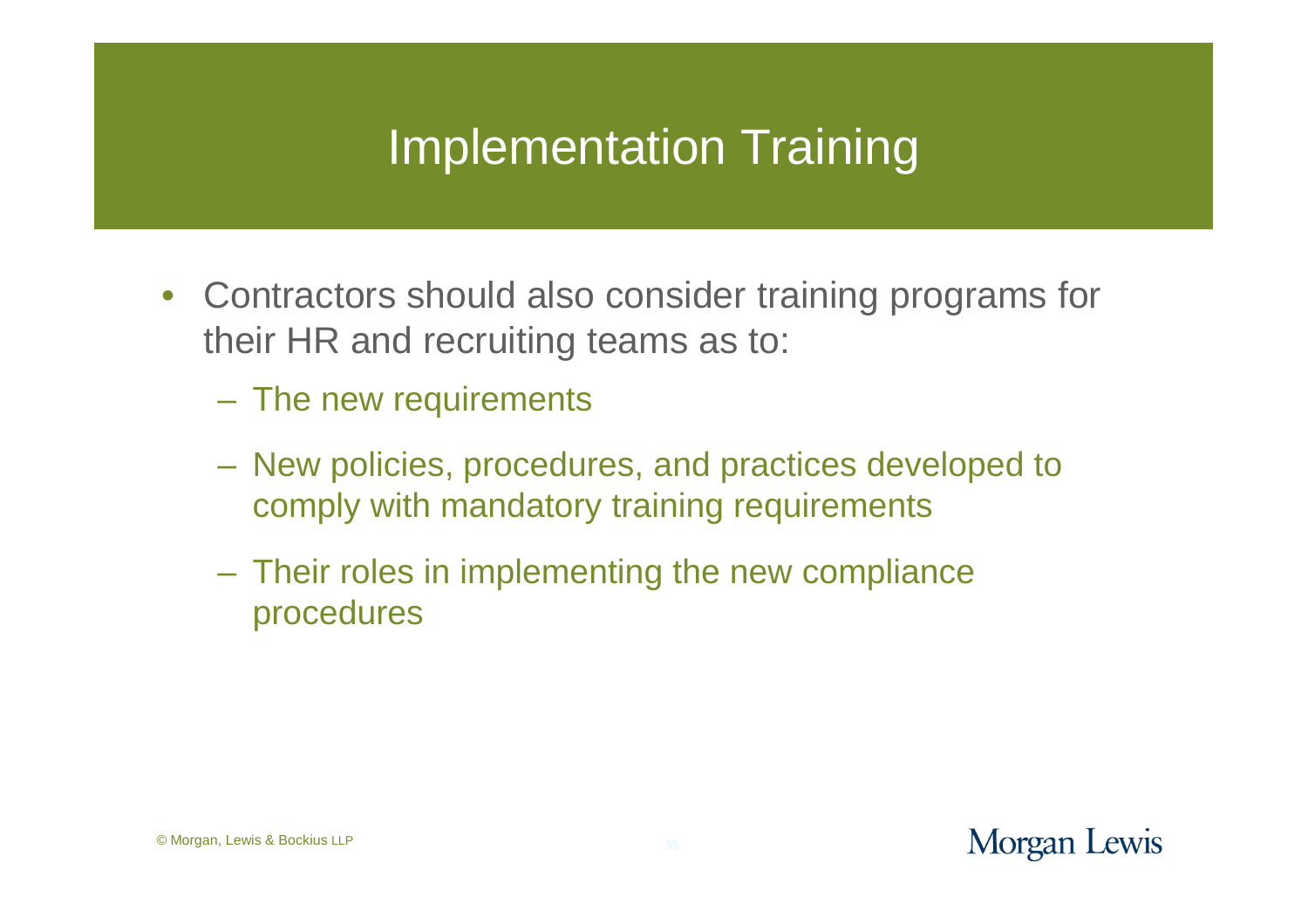# Implementation Training

- Contractors should also consider training programs for their HR and recruiting teams as to:
  - The new requirements
  - New policies, procedures, and practices developed to comply with mandatory training requirements
  - Their roles in implementing the new compliance procedures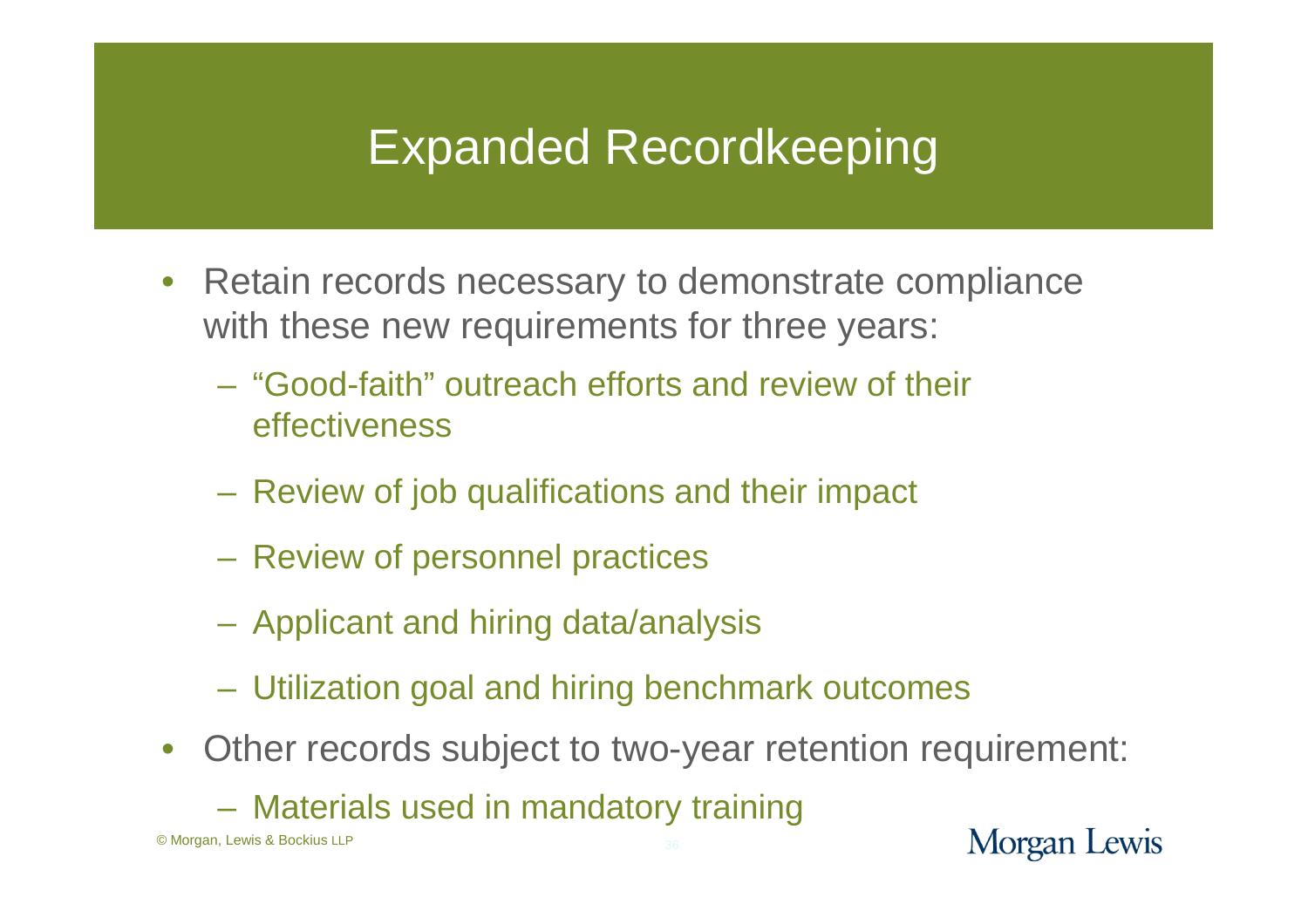# Expanded Recordkeeping

- Retain records necessary to demonstrate compliance with these new requirements for three years:
  - "Good-faith" outreach efforts and review of their effectiveness
  - Review of job qualifications and their impact
  - Review of personnel practices
  - Applicant and hiring data/analysis
  - Utilization goal and hiring benchmark outcomes
- Other records subject to two-year retention requirement:
  - Materials used in mandatory training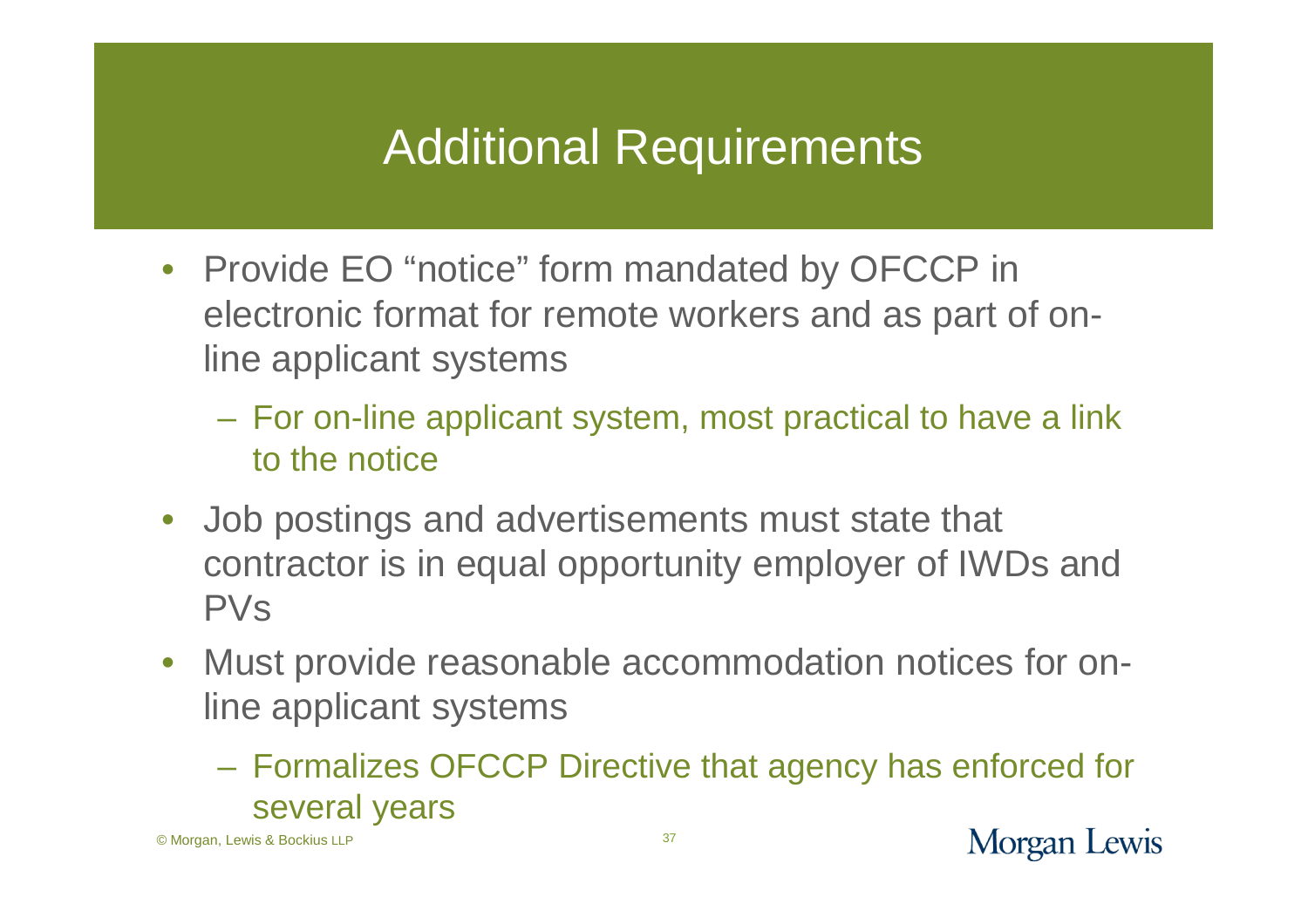# Additional Requirements

- Provide EO "notice" form mandated by OFCCP in electronic format for remote workers and as part of on-line applicant systems
  - For on-line applicant system, most practical to have a link to the notice
- Job postings and advertisements must state that contractor is in equal opportunity employer of IWDs and PVs
- Must provide reasonable accommodation notices for on-line applicant systems
  - Formalizes OFCCP Directive that agency has enforced for several years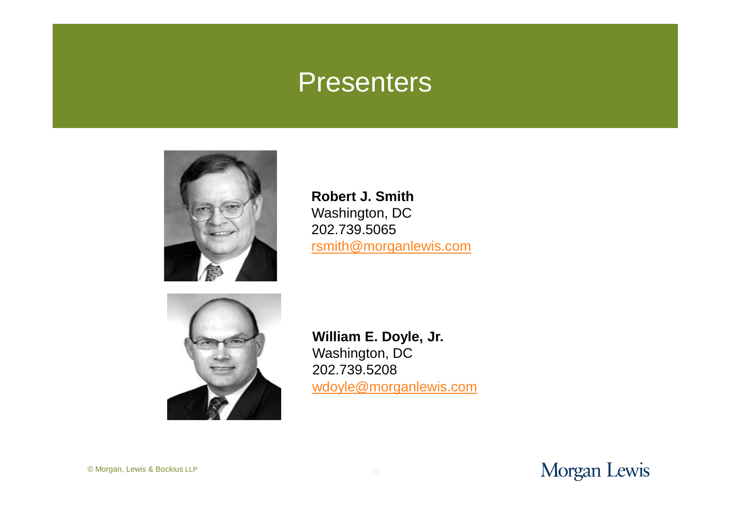# Presenters

**Robert J. Smith**
Washington, DC
202.739.5065
rsmith@morganlewis.com

**William E. Doyle, Jr.**
Washington, DC
202.739.5208
wdoyle@morganlewis.com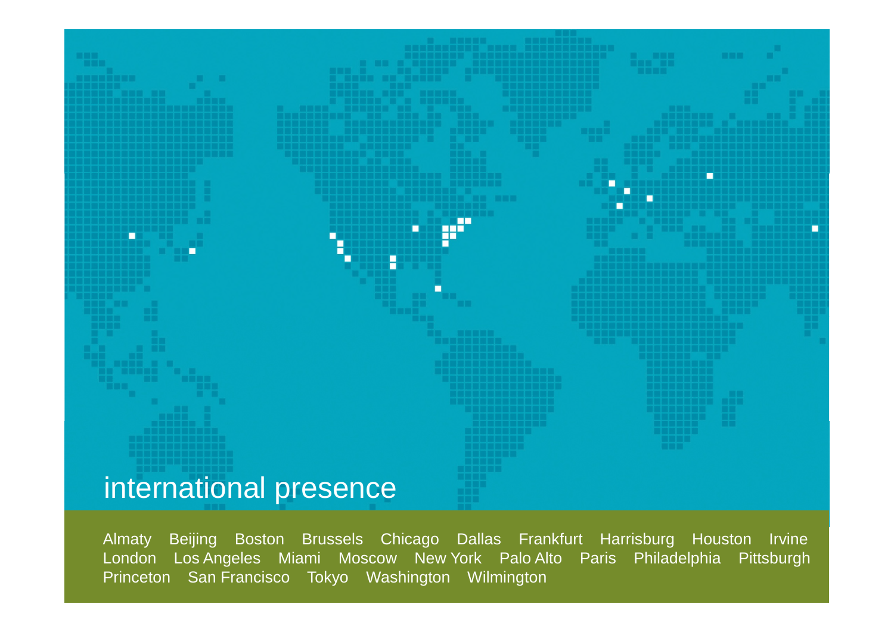# international presence

Almaty Beijing Boston Brussels Chicago Dallas Frankfurt Harrisburg Houston Irvine London Los Angeles Miami Moscow New York Palo Alto Paris Philadelphia Pittsburgh Princeton San Francisco Tokyo Washington Wilmington